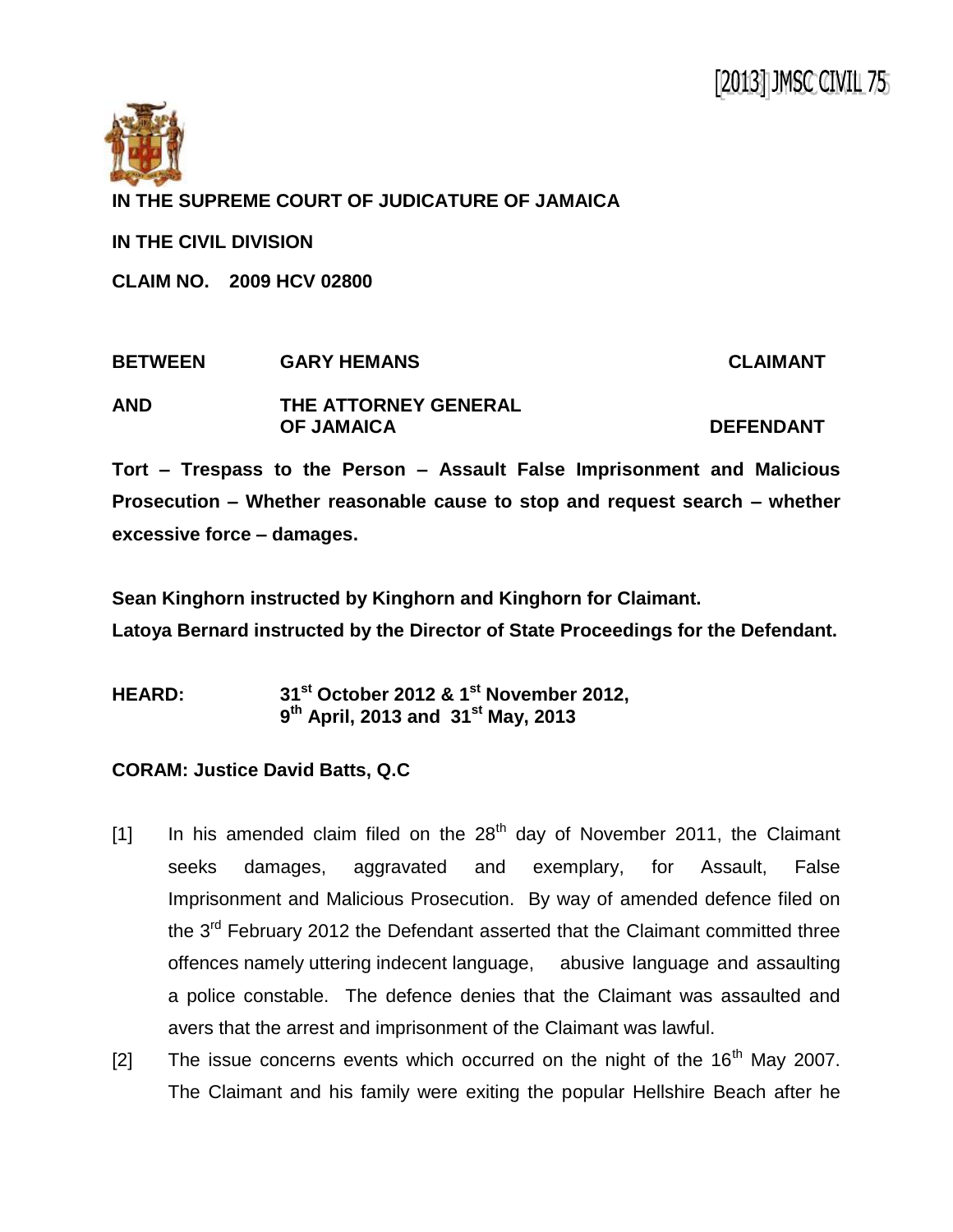[2013] JMSC CIVIL 75

**IN THE SUPREME COURT OF JUDICATURE OF JAMAICA**

**IN THE CIVIL DIVISION**

**CLAIM NO. 2009 HCV 02800**

| | | |
|---|---|---|
| **BETWEEN** | **GARY HEMANS** | **CLAIMANT** |
| **AND** | **THE ATTORNEY GENERAL OF JAMAICA** | **DEFENDANT** |

**Tort – Trespass to the Person – Assault False Imprisonment and Malicious Prosecution – Whether reasonable cause to stop and request search – whether excessive force – damages.**

**Sean Kinghorn instructed by Kinghorn and Kinghorn for Claimant.**
**Latoya Bernard instructed by the Director of State Proceedings for the Defendant.**

**HEARD: 31st October 2012 & 1st November 2012, 9th April, 2013 and 31st May, 2013**

**CORAM: Justice David Batts, Q.C**

[1] In his amended claim filed on the 28th day of November 2011, the Claimant seeks damages, aggravated and exemplary, for Assault, False Imprisonment and Malicious Prosecution. By way of amended defence filed on the 3rd February 2012 the Defendant asserted that the Claimant committed three offences namely uttering indecent language, abusive language and assaulting a police constable. The defence denies that the Claimant was assaulted and avers that the arrest and imprisonment of the Claimant was lawful.

[2] The issue concerns events which occurred on the night of the 16th May 2007. The Claimant and his family were exiting the popular Hellshire Beach after he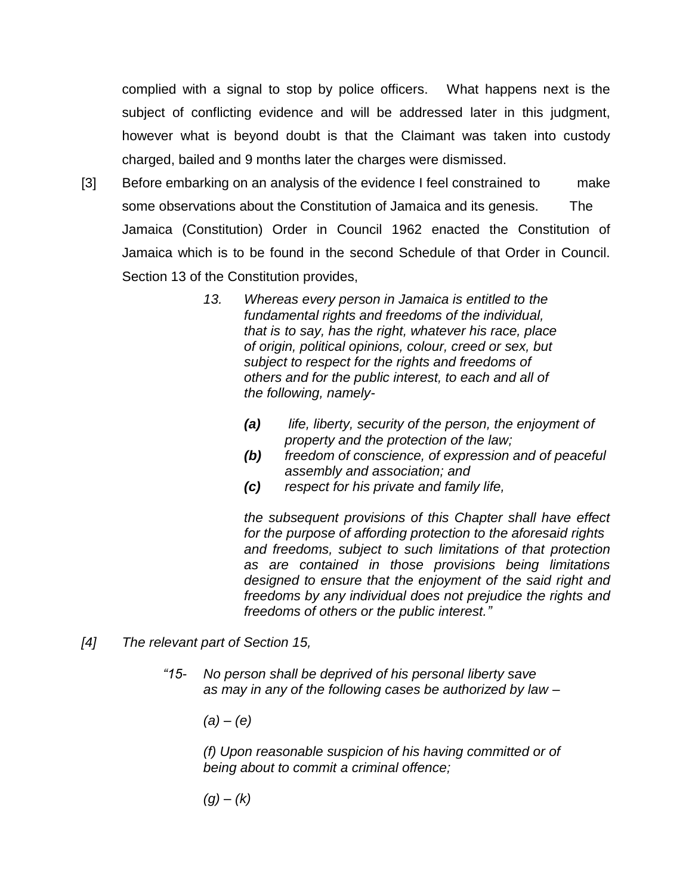complied with a signal to stop by police officers. What happens next is the subject of conflicting evidence and will be addressed later in this judgment, however what is beyond doubt is that the Claimant was taken into custody charged, bailed and 9 months later the charges were dismissed.

[3] Before embarking on an analysis of the evidence I feel constrained to make some observations about the Constitution of Jamaica and its genesis. The Jamaica (Constitution) Order in Council 1962 enacted the Constitution of Jamaica which is to be found in the second Schedule of that Order in Council. Section 13 of the Constitution provides,

> *13. Whereas every person in Jamaica is entitled to the fundamental rights and freedoms of the individual, that is to say, has the right, whatever his race, place of origin, political opinions, colour, creed or sex, but subject to respect for the rights and freedoms of others and for the public interest, to each and all of the following, namely-*
>
> ***(a)*** *life, liberty, security of the person, the enjoyment of property and the protection of the law;*
> ***(b)*** *freedom of conscience, of expression and of peaceful assembly and association; and*
> ***(c)*** *respect for his private and family life,*
>
> *the subsequent provisions of this Chapter shall have effect for the purpose of affording protection to the aforesaid rights and freedoms, subject to such limitations of that protection as are contained in those provisions being limitations designed to ensure that the enjoyment of the said right and freedoms by any individual does not prejudice the rights and freedoms of others or the public interest."*

*[4] The relevant part of Section 15,*

> *"15- No person shall be deprived of his personal liberty save as may in any of the following cases be authorized by law –*
>
> *(a) – (e)*
>
> *(f) Upon reasonable suspicion of his having committed or of being about to commit a criminal offence;*
>
> *(g) – (k)*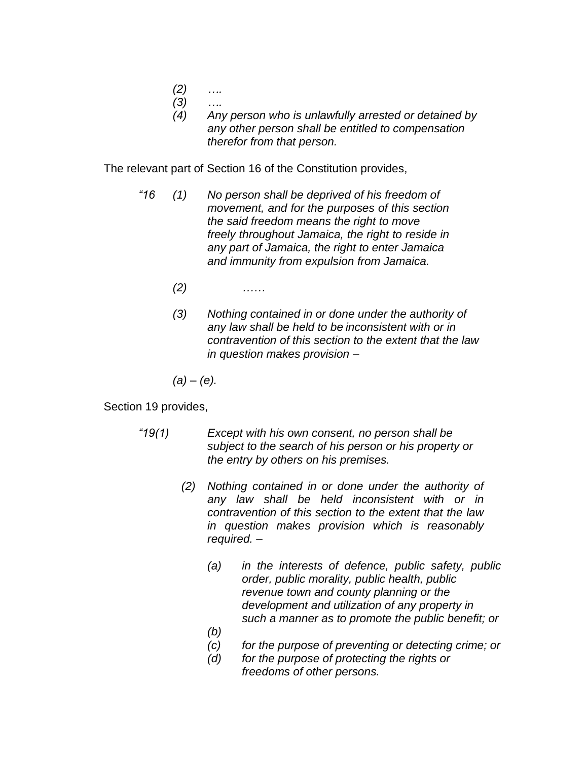> *(2) ….*
>
> *(3) ….*
>
> *(4) Any person who is unlawfully arrested or detained by any other person shall be entitled to compensation therefor from that person.*

The relevant part of Section 16 of the Constitution provides,

> *"16 (1) No person shall be deprived of his freedom of movement, and for the purposes of this section the said freedom means the right to move freely throughout Jamaica, the right to reside in any part of Jamaica, the right to enter Jamaica and immunity from expulsion from Jamaica.*
>
> *(2) ……*
>
> *(3) Nothing contained in or done under the authority of any law shall be held to be inconsistent with or in contravention of this section to the extent that the law in question makes provision –*
>
> *(a) – (e).*

Section 19 provides,

> *"19(1) Except with his own consent, no person shall be subject to the search of his person or his property or the entry by others on his premises.*
>
> *(2) Nothing contained in or done under the authority of any law shall be held inconsistent with or in contravention of this section to the extent that the law in question makes provision which is reasonably required. –*
>
> *(a) in the interests of defence, public safety, public order, public morality, public health, public revenue town and county planning or the development and utilization of any property in such a manner as to promote the public benefit; or*
>
> *(b)*
>
> *(c) for the purpose of preventing or detecting crime; or*
>
> *(d) for the purpose of protecting the rights or freedoms of other persons.*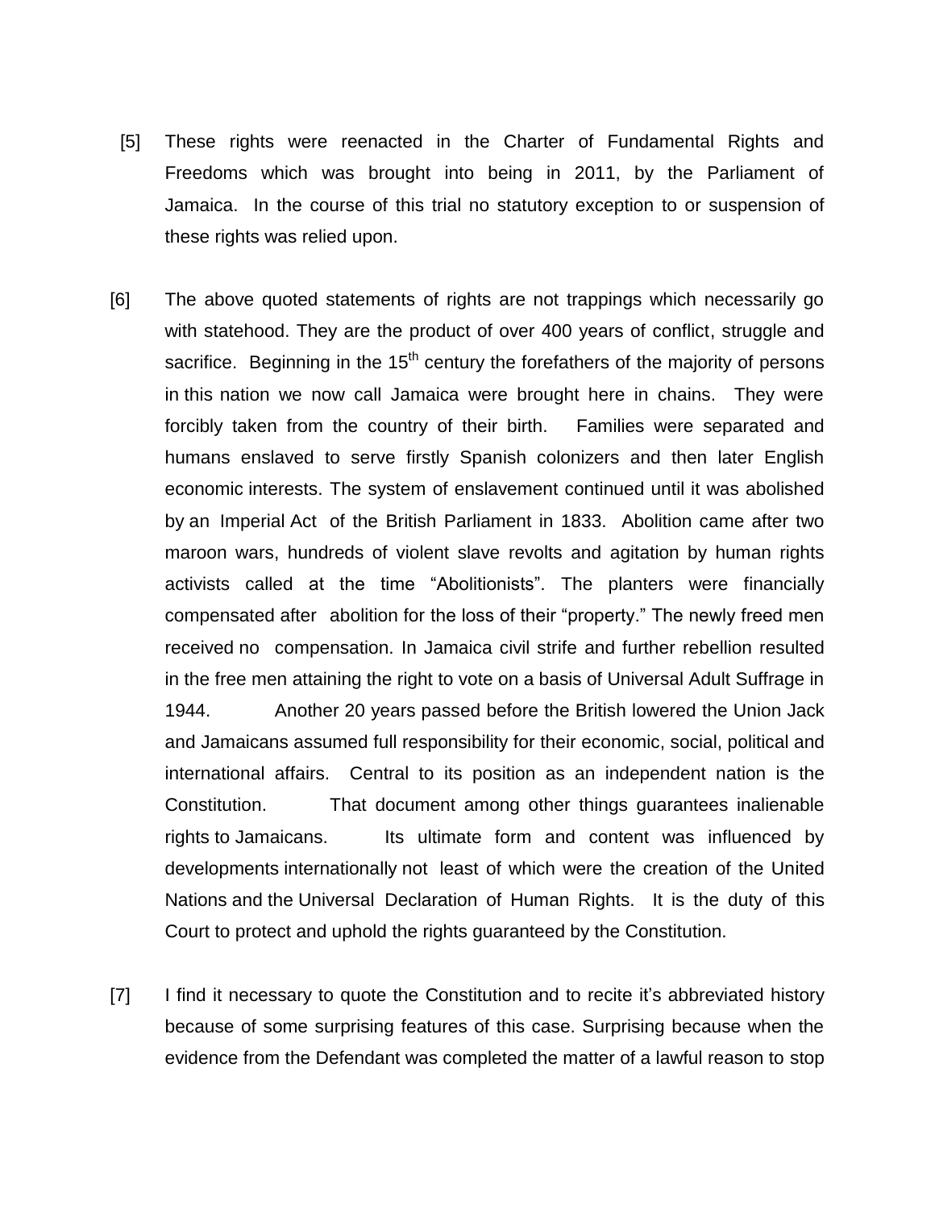[5] These rights were reenacted in the Charter of Fundamental Rights and Freedoms which was brought into being in 2011, by the Parliament of Jamaica. In the course of this trial no statutory exception to or suspension of these rights was relied upon.

[6] The above quoted statements of rights are not trappings which necessarily go with statehood. They are the product of over 400 years of conflict, struggle and sacrifice. Beginning in the 15th century the forefathers of the majority of persons in this nation we now call Jamaica were brought here in chains. They were forcibly taken from the country of their birth. Families were separated and humans enslaved to serve firstly Spanish colonizers and then later English economic interests. The system of enslavement continued until it was abolished by an Imperial Act of the British Parliament in 1833. Abolition came after two maroon wars, hundreds of violent slave revolts and agitation by human rights activists called at the time "Abolitionists". The planters were financially compensated after abolition for the loss of their "property." The newly freed men received no compensation. In Jamaica civil strife and further rebellion resulted in the free men attaining the right to vote on a basis of Universal Adult Suffrage in 1944. Another 20 years passed before the British lowered the Union Jack and Jamaicans assumed full responsibility for their economic, social, political and international affairs. Central to its position as an independent nation is the Constitution. That document among other things guarantees inalienable rights to Jamaicans. Its ultimate form and content was influenced by developments internationally not least of which were the creation of the United Nations and the Universal Declaration of Human Rights. It is the duty of this Court to protect and uphold the rights guaranteed by the Constitution.

[7] I find it necessary to quote the Constitution and to recite it's abbreviated history because of some surprising features of this case. Surprising because when the evidence from the Defendant was completed the matter of a lawful reason to stop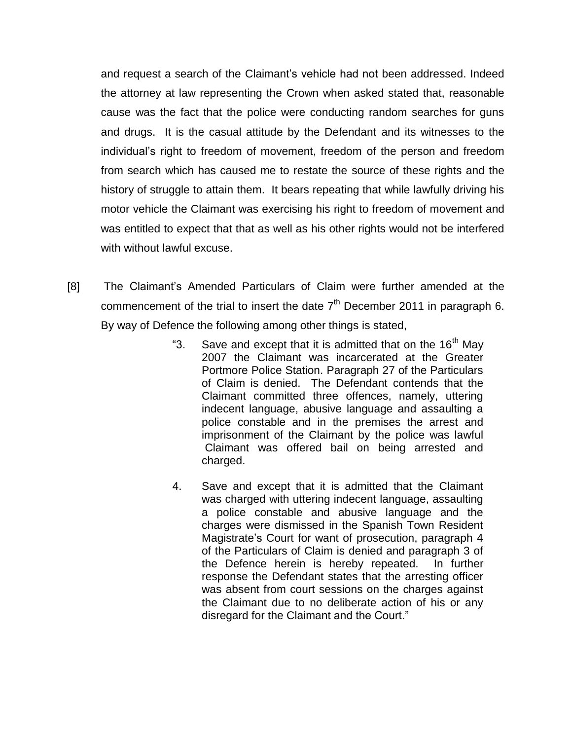and request a search of the Claimant's vehicle had not been addressed. Indeed the attorney at law representing the Crown when asked stated that, reasonable cause was the fact that the police were conducting random searches for guns and drugs. It is the casual attitude by the Defendant and its witnesses to the individual's right to freedom of movement, freedom of the person and freedom from search which has caused me to restate the source of these rights and the history of struggle to attain them. It bears repeating that while lawfully driving his motor vehicle the Claimant was exercising his right to freedom of movement and was entitled to expect that that as well as his other rights would not be interfered with without lawful excuse.

[8] The Claimant's Amended Particulars of Claim were further amended at the commencement of the trial to insert the date 7th December 2011 in paragraph 6. By way of Defence the following among other things is stated,

> "3. Save and except that it is admitted that on the 16th May 2007 the Claimant was incarcerated at the Greater Portmore Police Station. Paragraph 27 of the Particulars of Claim is denied. The Defendant contends that the Claimant committed three offences, namely, uttering indecent language, abusive language and assaulting a police constable and in the premises the arrest and imprisonment of the Claimant by the police was lawful Claimant was offered bail on being arrested and charged.
>
> 4. Save and except that it is admitted that the Claimant was charged with uttering indecent language, assaulting a police constable and abusive language and the charges were dismissed in the Spanish Town Resident Magistrate's Court for want of prosecution, paragraph 4 of the Particulars of Claim is denied and paragraph 3 of the Defence herein is hereby repeated. In further response the Defendant states that the arresting officer was absent from court sessions on the charges against the Claimant due to no deliberate action of his or any disregard for the Claimant and the Court."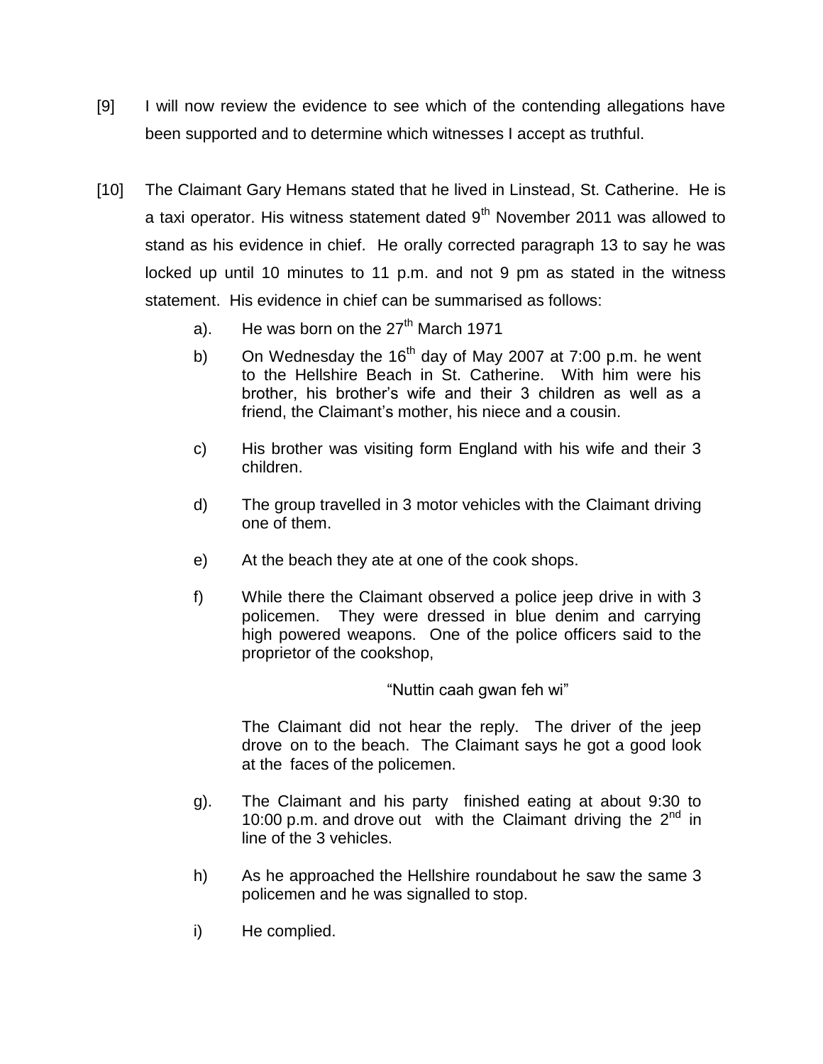[9] I will now review the evidence to see which of the contending allegations have been supported and to determine which witnesses I accept as truthful.

[10] The Claimant Gary Hemans stated that he lived in Linstead, St. Catherine. He is a taxi operator. His witness statement dated 9th November 2011 was allowed to stand as his evidence in chief. He orally corrected paragraph 13 to say he was locked up until 10 minutes to 11 p.m. and not 9 pm as stated in the witness statement. His evidence in chief can be summarised as follows:

a). He was born on the 27th March 1971

b) On Wednesday the 16th day of May 2007 at 7:00 p.m. he went to the Hellshire Beach in St. Catherine. With him were his brother, his brother's wife and their 3 children as well as a friend, the Claimant's mother, his niece and a cousin.

c) His brother was visiting form England with his wife and their 3 children.

d) The group travelled in 3 motor vehicles with the Claimant driving one of them.

e) At the beach they ate at one of the cook shops.

f) While there the Claimant observed a police jeep drive in with 3 policemen. They were dressed in blue denim and carrying high powered weapons. One of the police officers said to the proprietor of the cookshop,

"Nuttin caah gwan feh wi"

The Claimant did not hear the reply. The driver of the jeep drove on to the beach. The Claimant says he got a good look at the faces of the policemen.

g). The Claimant and his party finished eating at about 9:30 to 10:00 p.m. and drove out with the Claimant driving the 2nd in line of the 3 vehicles.

h) As he approached the Hellshire roundabout he saw the same 3 policemen and he was signalled to stop.

i) He complied.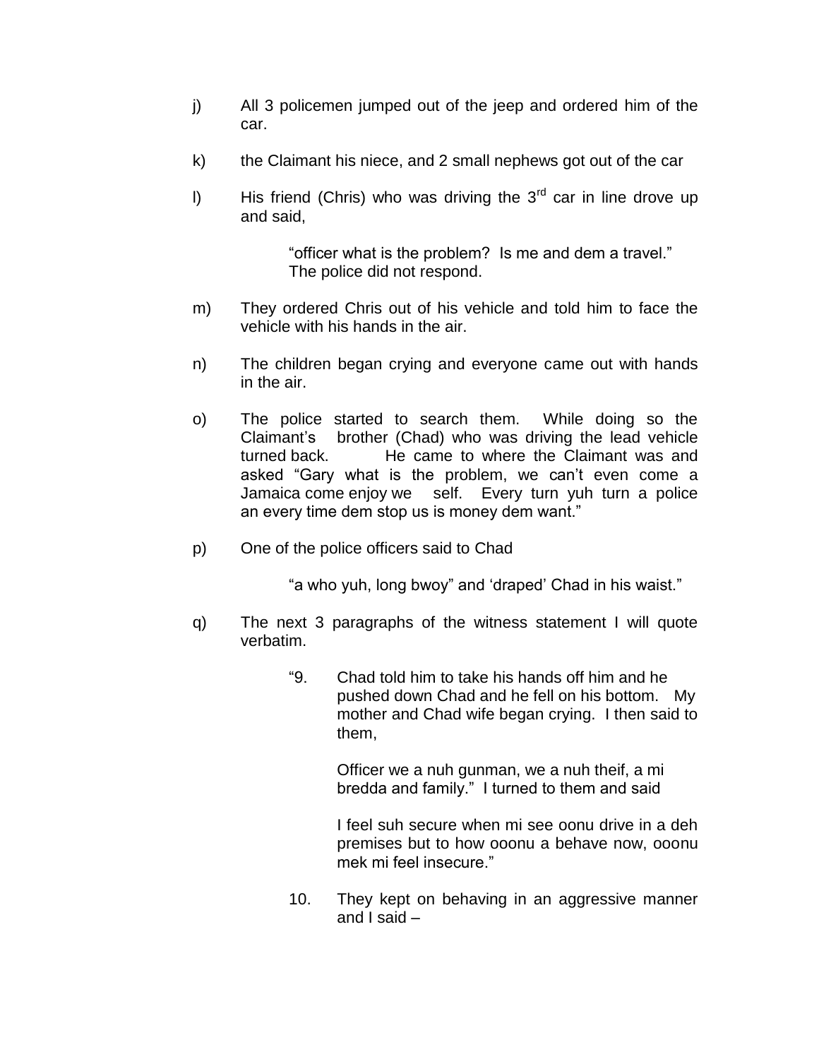j) All 3 policemen jumped out of the jeep and ordered him of the car.

k) the Claimant his niece, and 2 small nephews got out of the car

l) His friend (Chris) who was driving the 3rd car in line drove up and said,

> "officer what is the problem? Is me and dem a travel."
> The police did not respond.

m) They ordered Chris out of his vehicle and told him to face the vehicle with his hands in the air.

n) The children began crying and everyone came out with hands in the air.

o) The police started to search them. While doing so the Claimant's brother (Chad) who was driving the lead vehicle turned back. He came to where the Claimant was and asked "Gary what is the problem, we can't even come a Jamaica come enjoy we self. Every turn yuh turn a police an every time dem stop us is money dem want."

p) One of the police officers said to Chad

> "a who yuh, long bwoy" and 'draped' Chad in his waist."

q) The next 3 paragraphs of the witness statement I will quote verbatim.

> "9. Chad told him to take his hands off him and he pushed down Chad and he fell on his bottom. My mother and Chad wife began crying. I then said to them,
>
> Officer we a nuh gunman, we a nuh theif, a mi bredda and family." I turned to them and said
>
> I feel suh secure when mi see oonu drive in a deh premises but to how ooonu a behave now, ooonu mek mi feel insecure."
>
> 10. They kept on behaving in an aggressive manner and I said –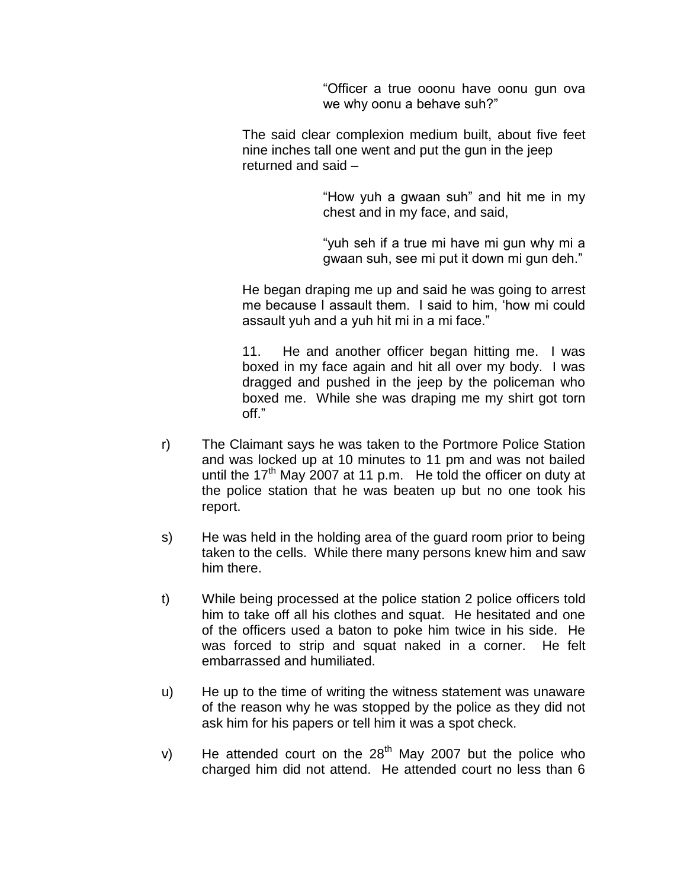> > "Officer a true ooonu have oonu gun ova we why oonu a behave suh?"
>
> The said clear complexion medium built, about five feet nine inches tall one went and put the gun in the jeep returned and said –
>
> > "How yuh a gwaan suh" and hit me in my chest and in my face, and said,
> >
> > "yuh seh if a true mi have mi gun why mi a gwaan suh, see mi put it down mi gun deh."
>
> He began draping me up and said he was going to arrest me because I assault them. I said to him, 'how mi could assault yuh and a yuh hit mi in a mi face."
>
> 11. He and another officer began hitting me. I was boxed in my face again and hit all over my body. I was dragged and pushed in the jeep by the policeman who boxed me. While she was draping me my shirt got torn off."

r) The Claimant says he was taken to the Portmore Police Station and was locked up at 10 minutes to 11 pm and was not bailed until the 17th May 2007 at 11 p.m. He told the officer on duty at the police station that he was beaten up but no one took his report.

s) He was held in the holding area of the guard room prior to being taken to the cells. While there many persons knew him and saw him there.

t) While being processed at the police station 2 police officers told him to take off all his clothes and squat. He hesitated and one of the officers used a baton to poke him twice in his side. He was forced to strip and squat naked in a corner. He felt embarrassed and humiliated.

u) He up to the time of writing the witness statement was unaware of the reason why he was stopped by the police as they did not ask him for his papers or tell him it was a spot check.

v) He attended court on the 28th May 2007 but the police who charged him did not attend. He attended court no less than 6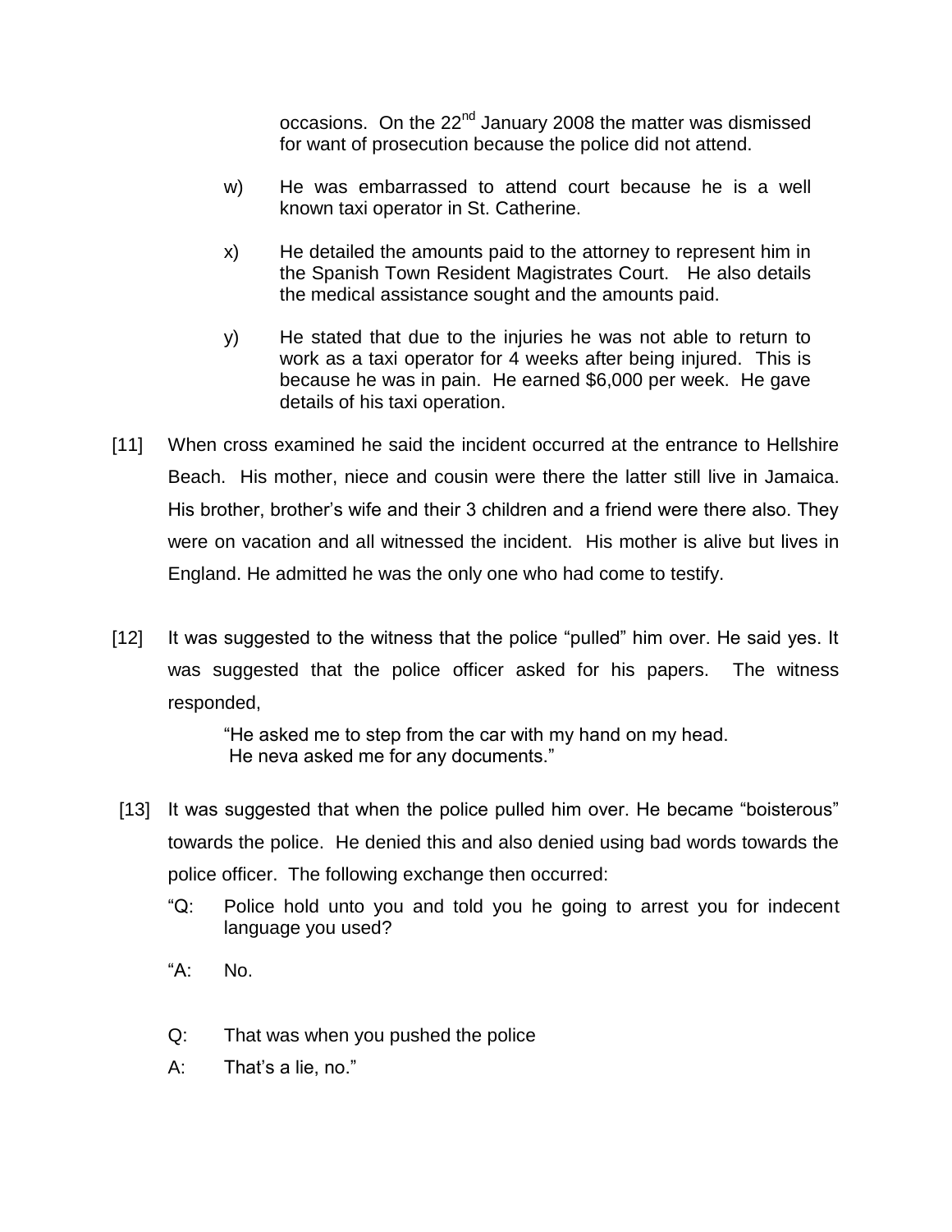occasions. On the 22nd January 2008 the matter was dismissed for want of prosecution because the police did not attend.

w) He was embarrassed to attend court because he is a well known taxi operator in St. Catherine.

x) He detailed the amounts paid to the attorney to represent him in the Spanish Town Resident Magistrates Court. He also details the medical assistance sought and the amounts paid.

y) He stated that due to the injuries he was not able to return to work as a taxi operator for 4 weeks after being injured. This is because he was in pain. He earned $6,000 per week. He gave details of his taxi operation.

[11] When cross examined he said the incident occurred at the entrance to Hellshire Beach. His mother, niece and cousin were there the latter still live in Jamaica. His brother, brother's wife and their 3 children and a friend were there also. They were on vacation and all witnessed the incident. His mother is alive but lives in England. He admitted he was the only one who had come to testify.

[12] It was suggested to the witness that the police "pulled" him over. He said yes. It was suggested that the police officer asked for his papers. The witness responded,

> "He asked me to step from the car with my hand on my head.
> He neva asked me for any documents."

[13] It was suggested that when the police pulled him over. He became "boisterous" towards the police. He denied this and also denied using bad words towards the police officer. The following exchange then occurred:

"Q: Police hold unto you and told you he going to arrest you for indecent language you used?

"A: No.

Q: That was when you pushed the police

A: That's a lie, no."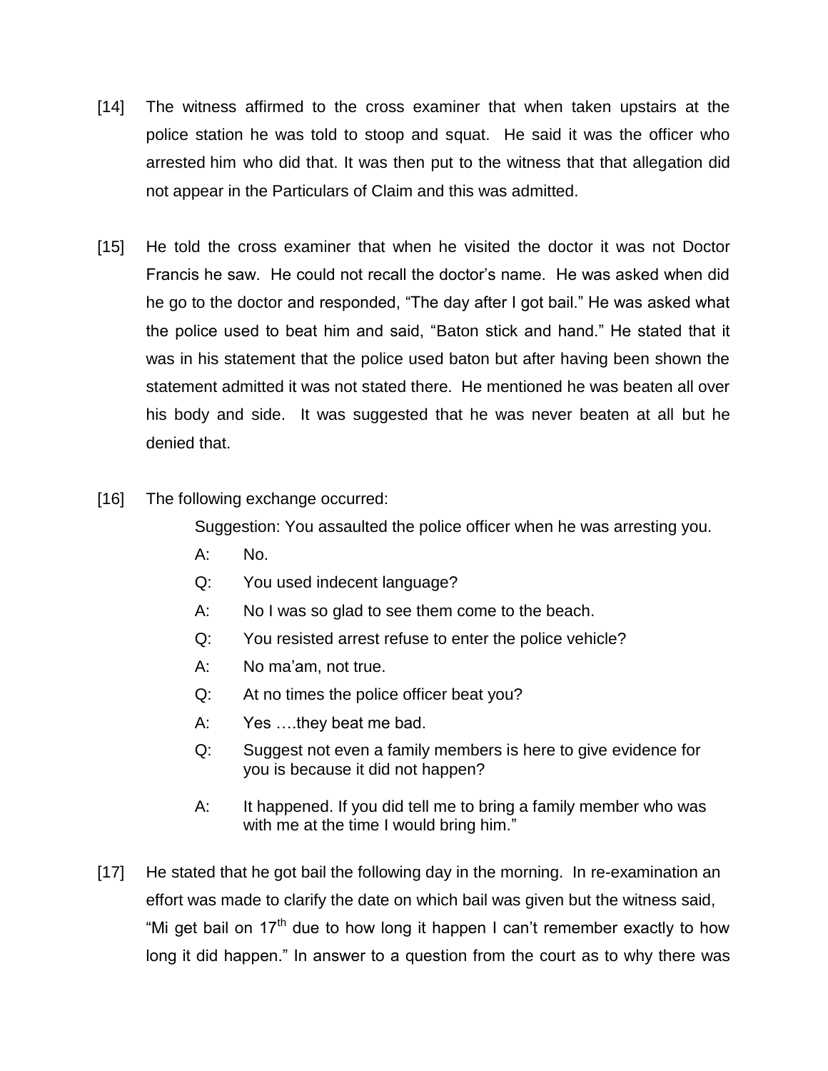[14] The witness affirmed to the cross examiner that when taken upstairs at the police station he was told to stoop and squat. He said it was the officer who arrested him who did that. It was then put to the witness that that allegation did not appear in the Particulars of Claim and this was admitted.

[15] He told the cross examiner that when he visited the doctor it was not Doctor Francis he saw. He could not recall the doctor's name. He was asked when did he go to the doctor and responded, "The day after I got bail." He was asked what the police used to beat him and said, "Baton stick and hand." He stated that it was in his statement that the police used baton but after having been shown the statement admitted it was not stated there. He mentioned he was beaten all over his body and side. It was suggested that he was never beaten at all but he denied that.

[16] The following exchange occurred:

> Suggestion: You assaulted the police officer when he was arresting you.
>
> A: No.
>
> Q: You used indecent language?
>
> A: No I was so glad to see them come to the beach.
>
> Q: You resisted arrest refuse to enter the police vehicle?
>
> A: No ma'am, not true.
>
> Q: At no times the police officer beat you?
>
> A: Yes ….they beat me bad.
>
> Q: Suggest not even a family members is here to give evidence for you is because it did not happen?
>
> A: It happened. If you did tell me to bring a family member who was with me at the time I would bring him."

[17] He stated that he got bail the following day in the morning. In re-examination an effort was made to clarify the date on which bail was given but the witness said, "Mi get bail on 17th due to how long it happen I can't remember exactly to how long it did happen." In answer to a question from the court as to why there was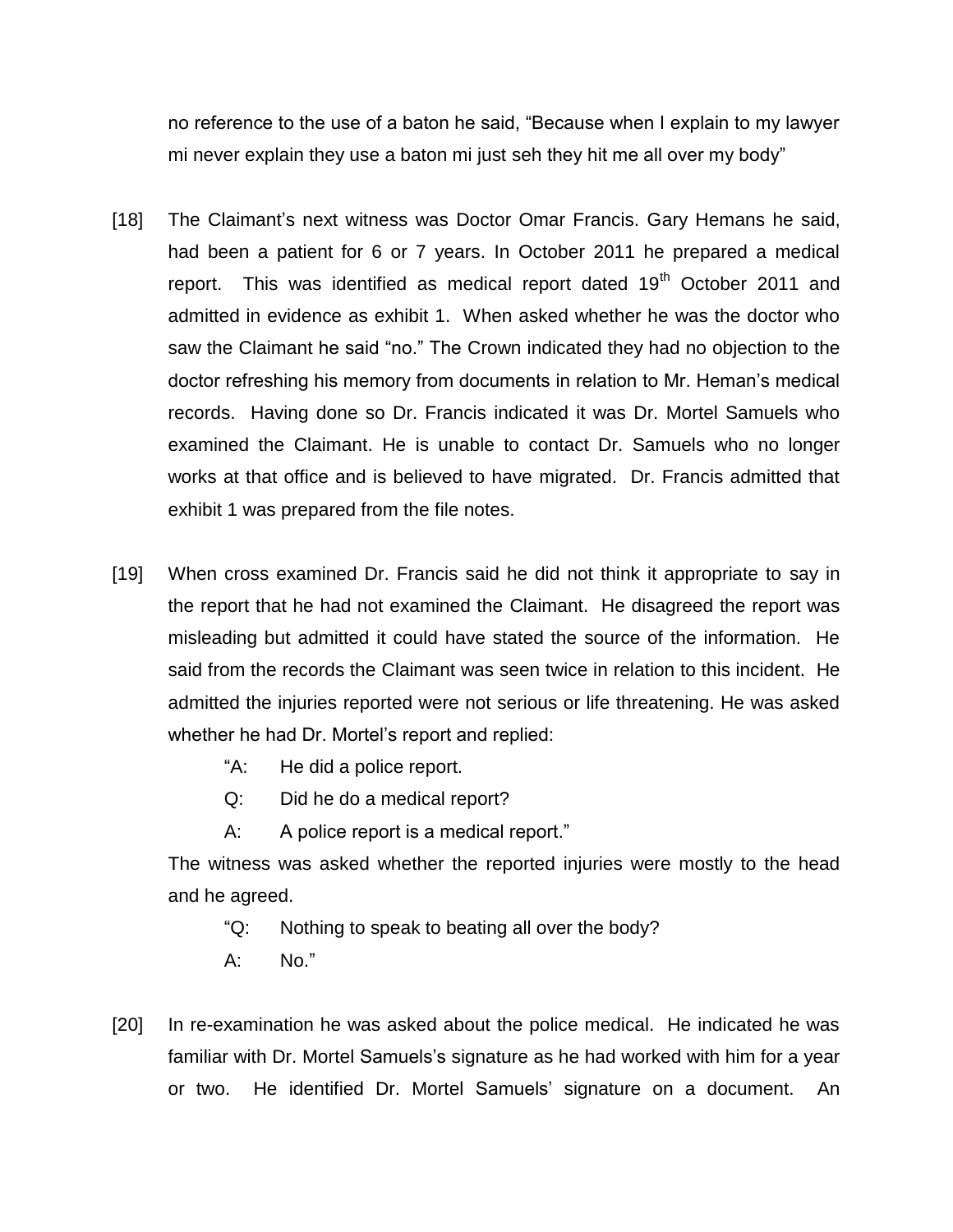no reference to the use of a baton he said, "Because when I explain to my lawyer mi never explain they use a baton mi just seh they hit me all over my body"

[18] The Claimant's next witness was Doctor Omar Francis. Gary Hemans he said, had been a patient for 6 or 7 years. In October 2011 he prepared a medical report. This was identified as medical report dated 19th October 2011 and admitted in evidence as exhibit 1. When asked whether he was the doctor who saw the Claimant he said "no." The Crown indicated they had no objection to the doctor refreshing his memory from documents in relation to Mr. Heman's medical records. Having done so Dr. Francis indicated it was Dr. Mortel Samuels who examined the Claimant. He is unable to contact Dr. Samuels who no longer works at that office and is believed to have migrated. Dr. Francis admitted that exhibit 1 was prepared from the file notes.

[19] When cross examined Dr. Francis said he did not think it appropriate to say in the report that he had not examined the Claimant. He disagreed the report was misleading but admitted it could have stated the source of the information. He said from the records the Claimant was seen twice in relation to this incident. He admitted the injuries reported were not serious or life threatening. He was asked whether he had Dr. Mortel's report and replied:

> "A: He did a police report.
>
> Q: Did he do a medical report?
>
> A: A police report is a medical report."

The witness was asked whether the reported injuries were mostly to the head and he agreed.

> "Q: Nothing to speak to beating all over the body?
>
> A: No."

[20] In re-examination he was asked about the police medical. He indicated he was familiar with Dr. Mortel Samuels's signature as he had worked with him for a year or two. He identified Dr. Mortel Samuels' signature on a document. An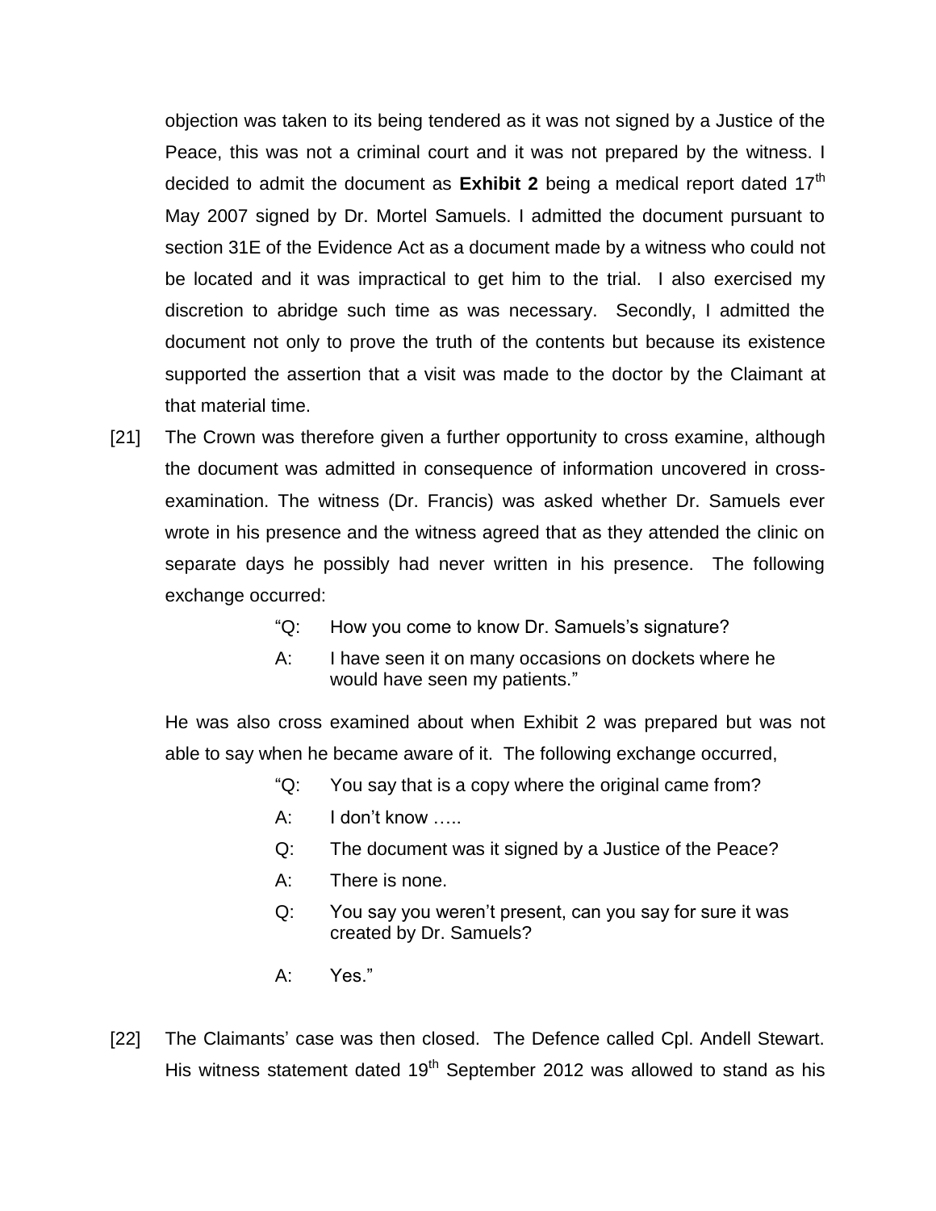objection was taken to its being tendered as it was not signed by a Justice of the Peace, this was not a criminal court and it was not prepared by the witness. I decided to admit the document as **Exhibit 2** being a medical report dated 17th May 2007 signed by Dr. Mortel Samuels. I admitted the document pursuant to section 31E of the Evidence Act as a document made by a witness who could not be located and it was impractical to get him to the trial. I also exercised my discretion to abridge such time as was necessary. Secondly, I admitted the document not only to prove the truth of the contents but because its existence supported the assertion that a visit was made to the doctor by the Claimant at that material time.

[21] The Crown was therefore given a further opportunity to cross examine, although the document was admitted in consequence of information uncovered in cross-examination. The witness (Dr. Francis) was asked whether Dr. Samuels ever wrote in his presence and the witness agreed that as they attended the clinic on separate days he possibly had never written in his presence. The following exchange occurred:

> "Q: How you come to know Dr. Samuels's signature?
>
> A: I have seen it on many occasions on dockets where he would have seen my patients."

He was also cross examined about when Exhibit 2 was prepared but was not able to say when he became aware of it. The following exchange occurred,

> "Q: You say that is a copy where the original came from?
>
> A: I don't know …..
>
> Q: The document was it signed by a Justice of the Peace?
>
> A: There is none.
>
> Q: You say you weren't present, can you say for sure it was created by Dr. Samuels?
>
> A: Yes."

[22] The Claimants' case was then closed. The Defence called Cpl. Andell Stewart. His witness statement dated 19th September 2012 was allowed to stand as his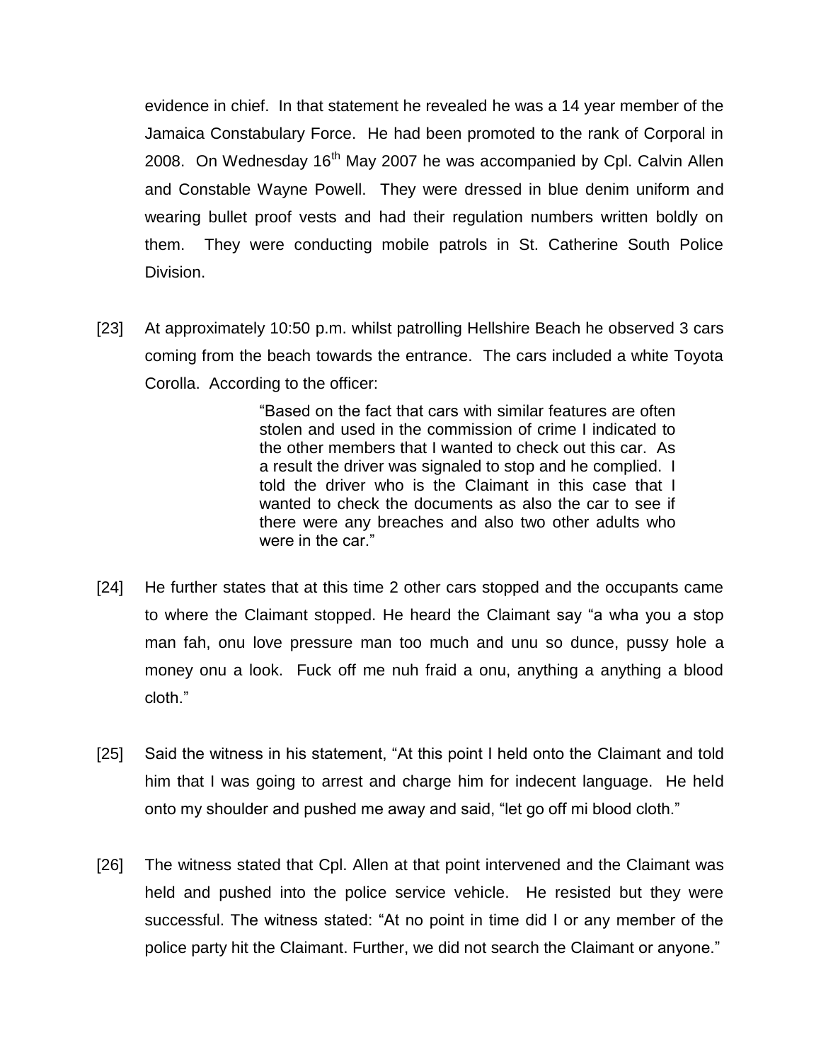evidence in chief. In that statement he revealed he was a 14 year member of the Jamaica Constabulary Force. He had been promoted to the rank of Corporal in 2008. On Wednesday 16th May 2007 he was accompanied by Cpl. Calvin Allen and Constable Wayne Powell. They were dressed in blue denim uniform and wearing bullet proof vests and had their regulation numbers written boldly on them. They were conducting mobile patrols in St. Catherine South Police Division.

[23] At approximately 10:50 p.m. whilst patrolling Hellshire Beach he observed 3 cars coming from the beach towards the entrance. The cars included a white Toyota Corolla. According to the officer:

> "Based on the fact that cars with similar features are often stolen and used in the commission of crime I indicated to the other members that I wanted to check out this car. As a result the driver was signaled to stop and he complied. I told the driver who is the Claimant in this case that I wanted to check the documents as also the car to see if there were any breaches and also two other adults who were in the car."

[24] He further states that at this time 2 other cars stopped and the occupants came to where the Claimant stopped. He heard the Claimant say "a wha you a stop man fah, onu love pressure man too much and unu so dunce, pussy hole a money onu a look. Fuck off me nuh fraid a onu, anything a anything a blood cloth."

[25] Said the witness in his statement, "At this point I held onto the Claimant and told him that I was going to arrest and charge him for indecent language. He held onto my shoulder and pushed me away and said, "let go off mi blood cloth."

[26] The witness stated that Cpl. Allen at that point intervened and the Claimant was held and pushed into the police service vehicle. He resisted but they were successful. The witness stated: "At no point in time did I or any member of the police party hit the Claimant. Further, we did not search the Claimant or anyone."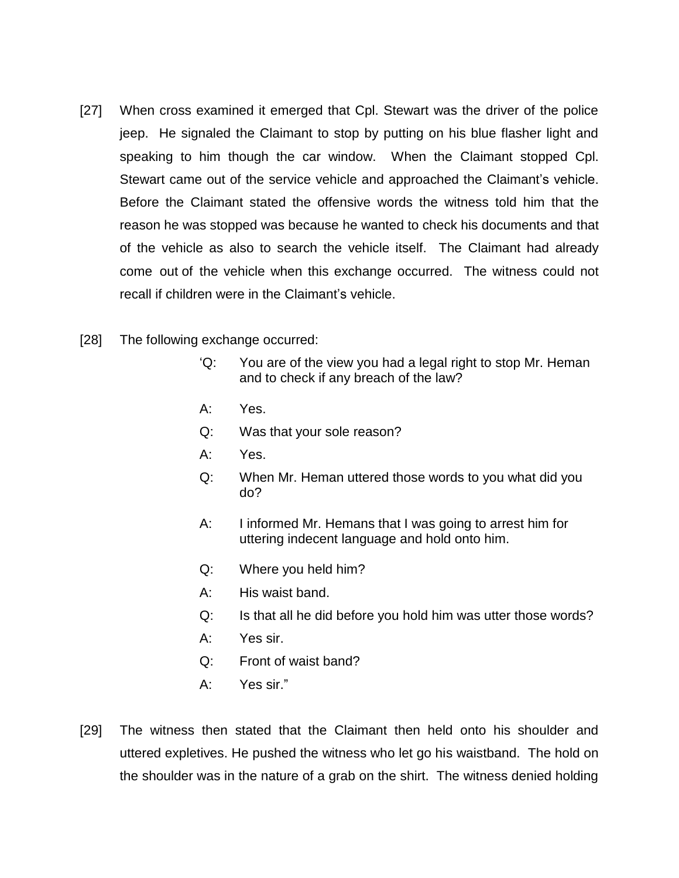[27] When cross examined it emerged that Cpl. Stewart was the driver of the police jeep. He signaled the Claimant to stop by putting on his blue flasher light and speaking to him though the car window. When the Claimant stopped Cpl. Stewart came out of the service vehicle and approached the Claimant's vehicle. Before the Claimant stated the offensive words the witness told him that the reason he was stopped was because he wanted to check his documents and that of the vehicle as also to search the vehicle itself. The Claimant had already come out of the vehicle when this exchange occurred. The witness could not recall if children were in the Claimant's vehicle.

[28] The following exchange occurred:

> 'Q: You are of the view you had a legal right to stop Mr. Heman and to check if any breach of the law?
>
> A: Yes.
>
> Q: Was that your sole reason?
>
> A: Yes.
>
> Q: When Mr. Heman uttered those words to you what did you do?
>
> A: I informed Mr. Hemans that I was going to arrest him for uttering indecent language and hold onto him.
>
> Q: Where you held him?
>
> A: His waist band.
>
> Q: Is that all he did before you hold him was utter those words?
>
> A: Yes sir.
>
> Q: Front of waist band?
>
> A: Yes sir."

[29] The witness then stated that the Claimant then held onto his shoulder and uttered expletives. He pushed the witness who let go his waistband. The hold on the shoulder was in the nature of a grab on the shirt. The witness denied holding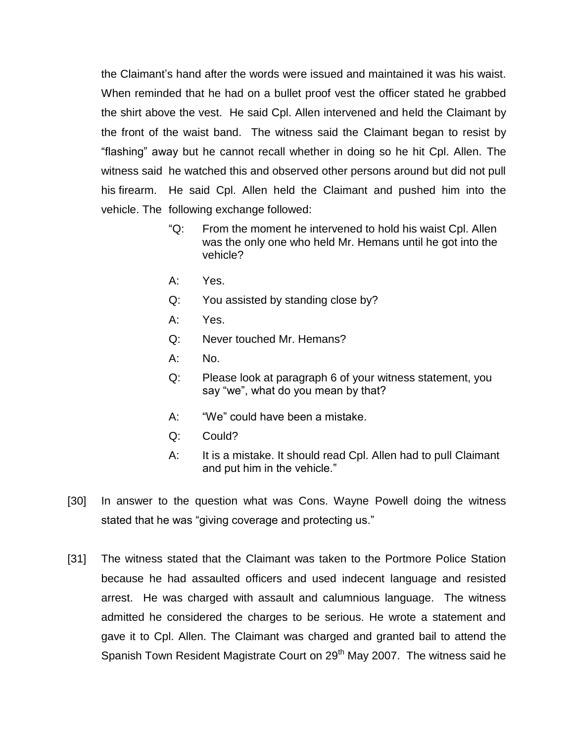the Claimant's hand after the words were issued and maintained it was his waist. When reminded that he had on a bullet proof vest the officer stated he grabbed the shirt above the vest. He said Cpl. Allen intervened and held the Claimant by the front of the waist band. The witness said the Claimant began to resist by "flashing" away but he cannot recall whether in doing so he hit Cpl. Allen. The witness said he watched this and observed other persons around but did not pull his firearm. He said Cpl. Allen held the Claimant and pushed him into the vehicle. The following exchange followed:

> "Q: From the moment he intervened to hold his waist Cpl. Allen was the only one who held Mr. Hemans until he got into the vehicle?
>
> A: Yes.
>
> Q: You assisted by standing close by?
>
> A: Yes.
>
> Q: Never touched Mr. Hemans?
>
> A: No.
>
> Q: Please look at paragraph 6 of your witness statement, you say "we", what do you mean by that?
>
> A: "We" could have been a mistake.
>
> Q: Could?
>
> A: It is a mistake. It should read Cpl. Allen had to pull Claimant and put him in the vehicle."

[30] In answer to the question what was Cons. Wayne Powell doing the witness stated that he was "giving coverage and protecting us."

[31] The witness stated that the Claimant was taken to the Portmore Police Station because he had assaulted officers and used indecent language and resisted arrest. He was charged with assault and calumnious language. The witness admitted he considered the charges to be serious. He wrote a statement and gave it to Cpl. Allen. The Claimant was charged and granted bail to attend the Spanish Town Resident Magistrate Court on 29th May 2007. The witness said he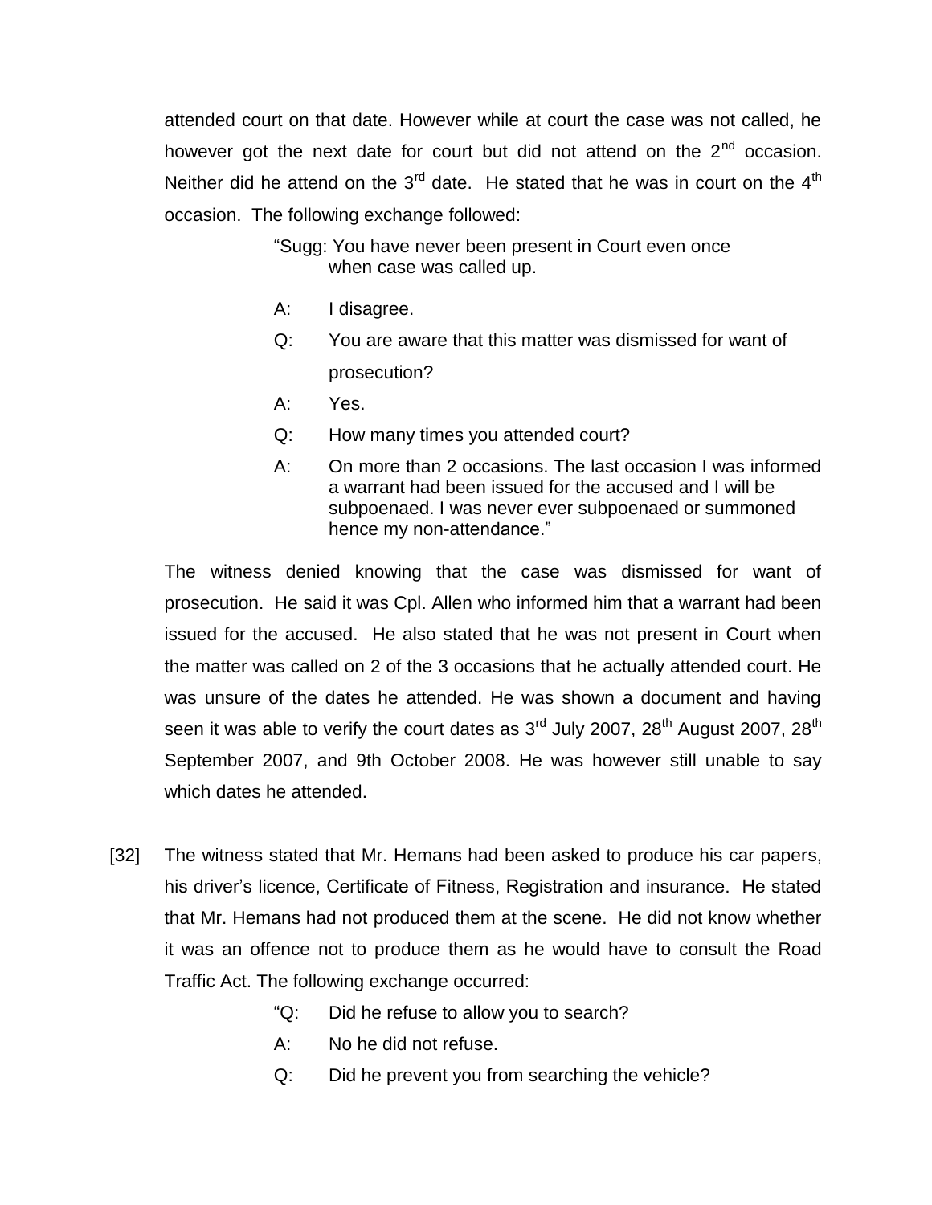attended court on that date. However while at court the case was not called, he however got the next date for court but did not attend on the 2nd occasion. Neither did he attend on the 3rd date. He stated that he was in court on the 4th occasion. The following exchange followed:

> "Sugg: You have never been present in Court even once when case was called up.
>
> A: I disagree.
>
> Q: You are aware that this matter was dismissed for want of prosecution?
>
> A: Yes.
>
> Q: How many times you attended court?
>
> A: On more than 2 occasions. The last occasion I was informed a warrant had been issued for the accused and I will be subpoenaed. I was never ever subpoenaed or summoned hence my non-attendance."

The witness denied knowing that the case was dismissed for want of prosecution. He said it was Cpl. Allen who informed him that a warrant had been issued for the accused. He also stated that he was not present in Court when the matter was called on 2 of the 3 occasions that he actually attended court. He was unsure of the dates he attended. He was shown a document and having seen it was able to verify the court dates as 3rd July 2007, 28th August 2007, 28th September 2007, and 9th October 2008. He was however still unable to say which dates he attended.

[32] The witness stated that Mr. Hemans had been asked to produce his car papers, his driver's licence, Certificate of Fitness, Registration and insurance. He stated that Mr. Hemans had not produced them at the scene. He did not know whether it was an offence not to produce them as he would have to consult the Road Traffic Act. The following exchange occurred:

> "Q: Did he refuse to allow you to search?
>
> A: No he did not refuse.
>
> Q: Did he prevent you from searching the vehicle?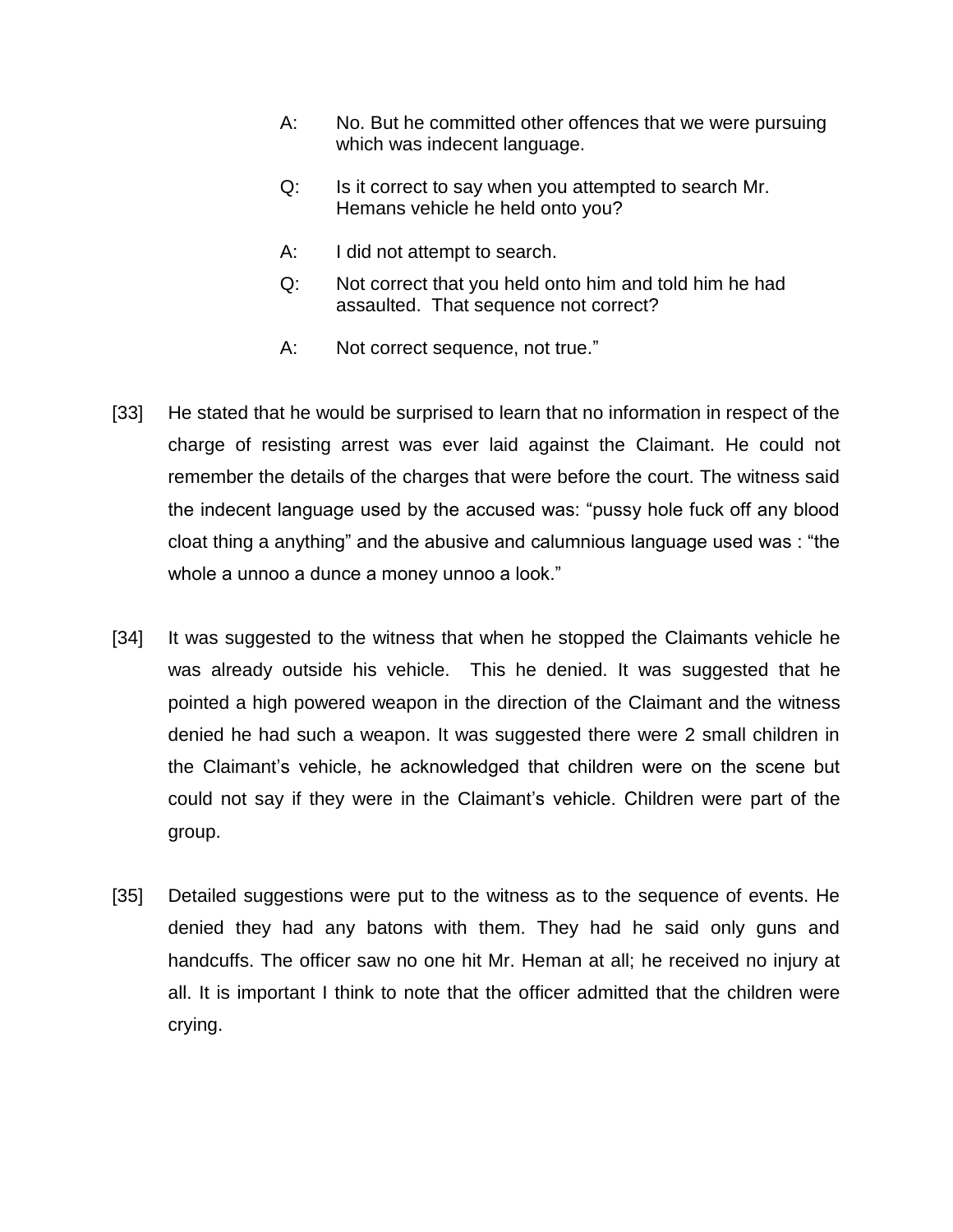> A: No. But he committed other offences that we were pursuing which was indecent language.
>
> Q: Is it correct to say when you attempted to search Mr. Hemans vehicle he held onto you?
>
> A: I did not attempt to search.
>
> Q: Not correct that you held onto him and told him he had assaulted. That sequence not correct?
>
> A: Not correct sequence, not true."

[33] He stated that he would be surprised to learn that no information in respect of the charge of resisting arrest was ever laid against the Claimant. He could not remember the details of the charges that were before the court. The witness said the indecent language used by the accused was: "pussy hole fuck off any blood cloat thing a anything" and the abusive and calumnious language used was : "the whole a unnoo a dunce a money unnoo a look."

[34] It was suggested to the witness that when he stopped the Claimants vehicle he was already outside his vehicle. This he denied. It was suggested that he pointed a high powered weapon in the direction of the Claimant and the witness denied he had such a weapon. It was suggested there were 2 small children in the Claimant's vehicle, he acknowledged that children were on the scene but could not say if they were in the Claimant's vehicle. Children were part of the group.

[35] Detailed suggestions were put to the witness as to the sequence of events. He denied they had any batons with them. They had he said only guns and handcuffs. The officer saw no one hit Mr. Heman at all; he received no injury at all. It is important I think to note that the officer admitted that the children were crying.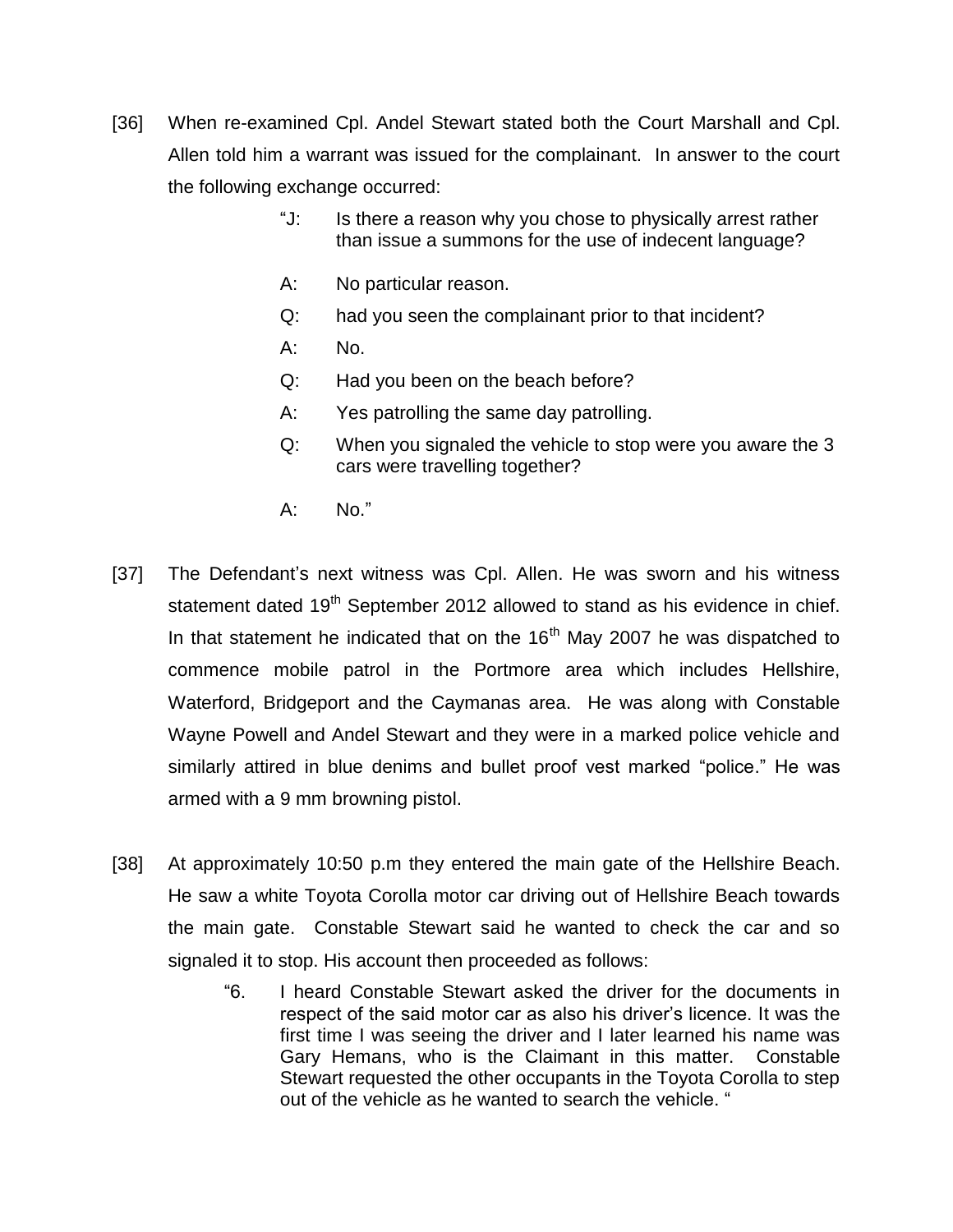[36] When re-examined Cpl. Andel Stewart stated both the Court Marshall and Cpl. Allen told him a warrant was issued for the complainant. In answer to the court the following exchange occurred:

> "J: Is there a reason why you chose to physically arrest rather than issue a summons for the use of indecent language?
>
> A: No particular reason.
>
> Q: had you seen the complainant prior to that incident?
>
> A: No.
>
> Q: Had you been on the beach before?
>
> A: Yes patrolling the same day patrolling.
>
> Q: When you signaled the vehicle to stop were you aware the 3 cars were travelling together?
>
> A: No."

[37] The Defendant's next witness was Cpl. Allen. He was sworn and his witness statement dated 19th September 2012 allowed to stand as his evidence in chief. In that statement he indicated that on the 16th May 2007 he was dispatched to commence mobile patrol in the Portmore area which includes Hellshire, Waterford, Bridgeport and the Caymanas area. He was along with Constable Wayne Powell and Andel Stewart and they were in a marked police vehicle and similarly attired in blue denims and bullet proof vest marked "police." He was armed with a 9 mm browning pistol.

[38] At approximately 10:50 p.m they entered the main gate of the Hellshire Beach. He saw a white Toyota Corolla motor car driving out of Hellshire Beach towards the main gate. Constable Stewart said he wanted to check the car and so signaled it to stop. His account then proceeded as follows:

> "6. I heard Constable Stewart asked the driver for the documents in respect of the said motor car as also his driver's licence. It was the first time I was seeing the driver and I later learned his name was Gary Hemans, who is the Claimant in this matter. Constable Stewart requested the other occupants in the Toyota Corolla to step out of the vehicle as he wanted to search the vehicle. "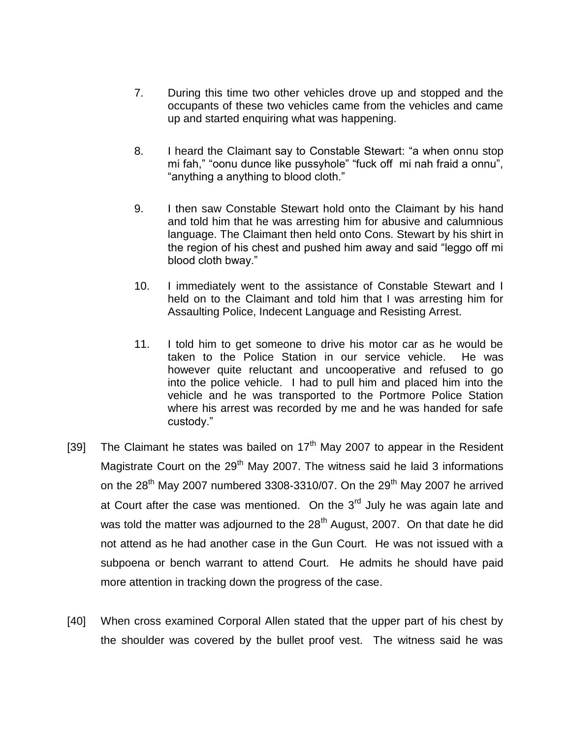7. During this time two other vehicles drove up and stopped and the occupants of these two vehicles came from the vehicles and came up and started enquiring what was happening.

8. I heard the Claimant say to Constable Stewart: "a when onnu stop mi fah," "oonu dunce like pussyhole" "fuck off mi nah fraid a onnu", "anything a anything to blood cloth."

9. I then saw Constable Stewart hold onto the Claimant by his hand and told him that he was arresting him for abusive and calumnious language. The Claimant then held onto Cons. Stewart by his shirt in the region of his chest and pushed him away and said "leggo off mi blood cloth bway."

10. I immediately went to the assistance of Constable Stewart and I held on to the Claimant and told him that I was arresting him for Assaulting Police, Indecent Language and Resisting Arrest.

11. I told him to get someone to drive his motor car as he would be taken to the Police Station in our service vehicle. He was however quite reluctant and uncooperative and refused to go into the police vehicle. I had to pull him and placed him into the vehicle and he was transported to the Portmore Police Station where his arrest was recorded by me and he was handed for safe custody."

[39] The Claimant he states was bailed on 17th May 2007 to appear in the Resident Magistrate Court on the 29th May 2007. The witness said he laid 3 informations on the 28th May 2007 numbered 3308-3310/07. On the 29th May 2007 he arrived at Court after the case was mentioned. On the 3rd July he was again late and was told the matter was adjourned to the 28th August, 2007. On that date he did not attend as he had another case in the Gun Court. He was not issued with a subpoena or bench warrant to attend Court. He admits he should have paid more attention in tracking down the progress of the case.

[40] When cross examined Corporal Allen stated that the upper part of his chest by the shoulder was covered by the bullet proof vest. The witness said he was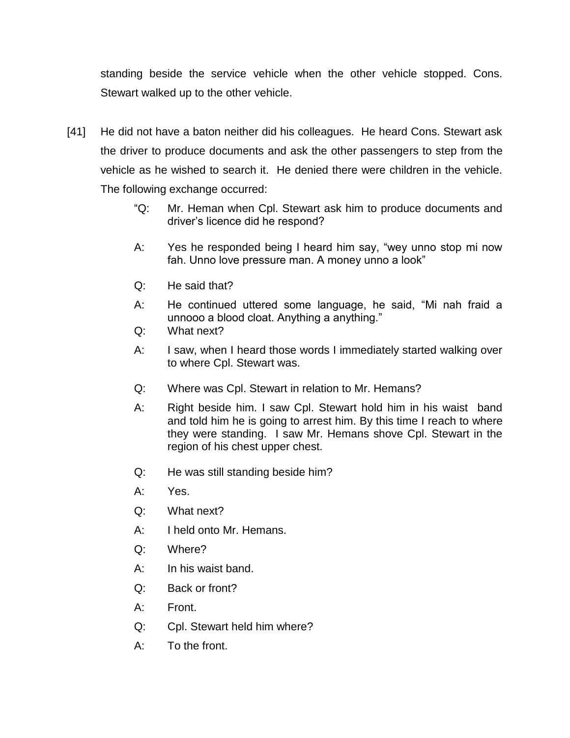standing beside the service vehicle when the other vehicle stopped. Cons. Stewart walked up to the other vehicle.

[41] He did not have a baton neither did his colleagues. He heard Cons. Stewart ask the driver to produce documents and ask the other passengers to step from the vehicle as he wished to search it. He denied there were children in the vehicle. The following exchange occurred:

> "Q: Mr. Heman when Cpl. Stewart ask him to produce documents and driver's licence did he respond?
>
> A: Yes he responded being I heard him say, "wey unno stop mi now fah. Unno love pressure man. A money unno a look"
>
> Q: He said that?
>
> A: He continued uttered some language, he said, "Mi nah fraid a unnooo a blood cloat. Anything a anything."
>
> Q: What next?
>
> A: I saw, when I heard those words I immediately started walking over to where Cpl. Stewart was.
>
> Q: Where was Cpl. Stewart in relation to Mr. Hemans?
>
> A: Right beside him. I saw Cpl. Stewart hold him in his waist band and told him he is going to arrest him. By this time I reach to where they were standing. I saw Mr. Hemans shove Cpl. Stewart in the region of his chest upper chest.
>
> Q: He was still standing beside him?
>
> A: Yes.
>
> Q: What next?
>
> A: I held onto Mr. Hemans.
>
> Q: Where?
>
> A: In his waist band.
>
> Q: Back or front?
>
> A: Front.
>
> Q: Cpl. Stewart held him where?
>
> A: To the front.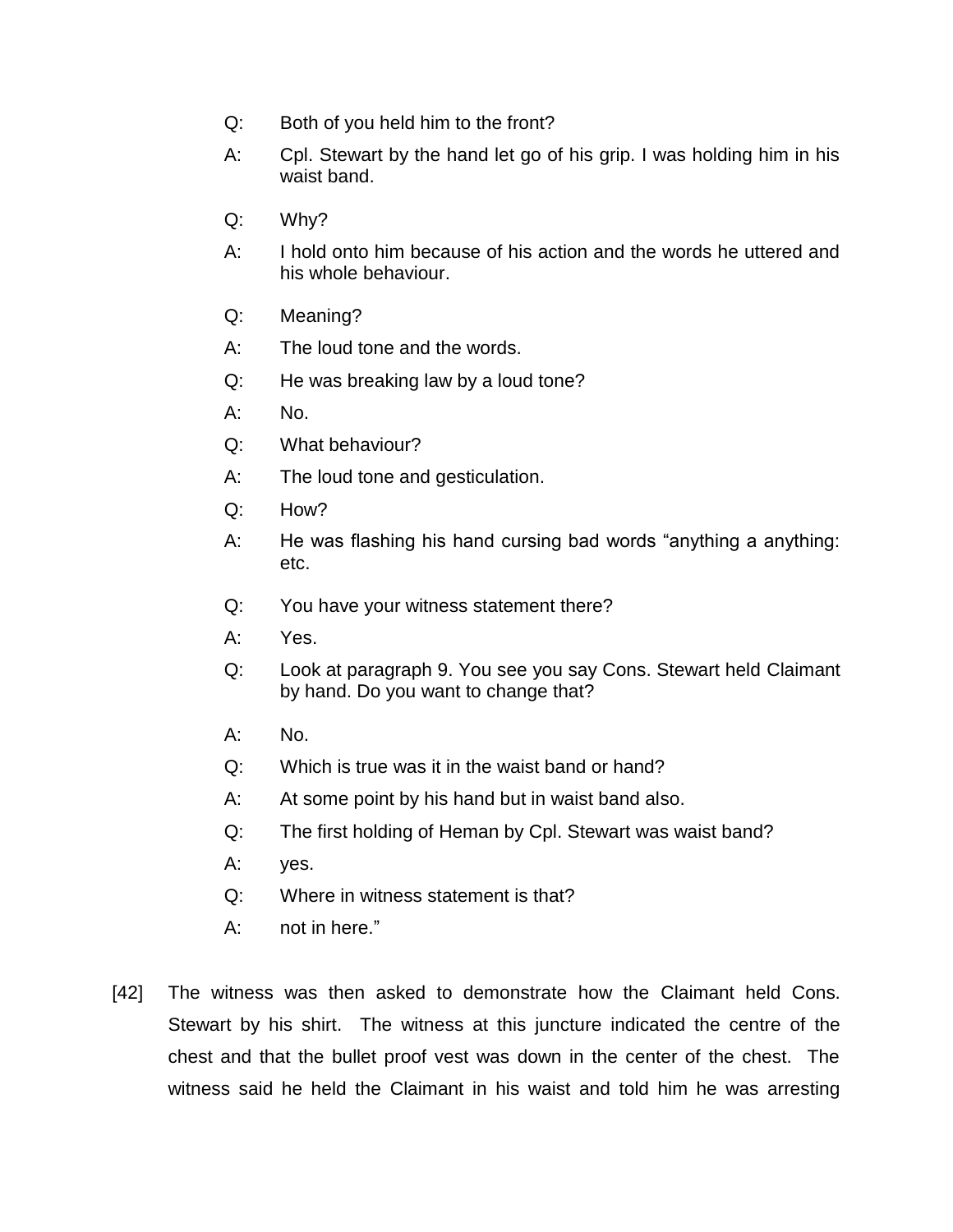Q: Both of you held him to the front?

A: Cpl. Stewart by the hand let go of his grip. I was holding him in his waist band.

Q: Why?

A: I hold onto him because of his action and the words he uttered and his whole behaviour.

Q: Meaning?

A: The loud tone and the words.

Q: He was breaking law by a loud tone?

A: No.

Q: What behaviour?

A: The loud tone and gesticulation.

Q: How?

A: He was flashing his hand cursing bad words "anything a anything: etc.

Q: You have your witness statement there?

A: Yes.

Q: Look at paragraph 9. You see you say Cons. Stewart held Claimant by hand. Do you want to change that?

A: No.

Q: Which is true was it in the waist band or hand?

A: At some point by his hand but in waist band also.

Q: The first holding of Heman by Cpl. Stewart was waist band?

A: yes.

Q: Where in witness statement is that?

A: not in here."

[42] The witness was then asked to demonstrate how the Claimant held Cons. Stewart by his shirt. The witness at this juncture indicated the centre of the chest and that the bullet proof vest was down in the center of the chest. The witness said he held the Claimant in his waist and told him he was arresting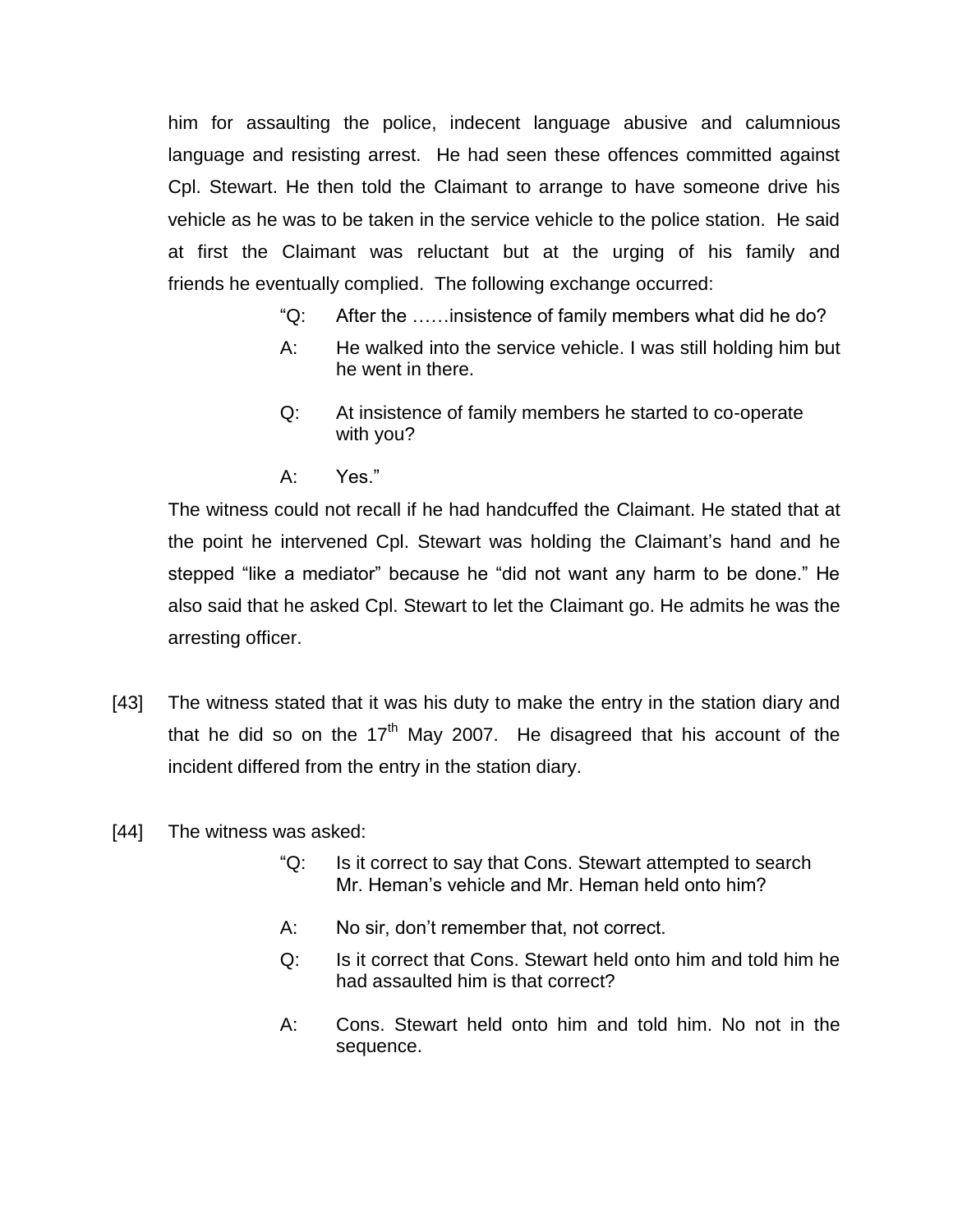him for assaulting the police, indecent language abusive and calumnious language and resisting arrest. He had seen these offences committed against Cpl. Stewart. He then told the Claimant to arrange to have someone drive his vehicle as he was to be taken in the service vehicle to the police station. He said at first the Claimant was reluctant but at the urging of his family and friends he eventually complied. The following exchange occurred:

> "Q: After the ……insistence of family members what did he do?
>
> A: He walked into the service vehicle. I was still holding him but he went in there.
>
> Q: At insistence of family members he started to co-operate with you?
>
> A: Yes."

The witness could not recall if he had handcuffed the Claimant. He stated that at the point he intervened Cpl. Stewart was holding the Claimant's hand and he stepped "like a mediator" because he "did not want any harm to be done." He also said that he asked Cpl. Stewart to let the Claimant go. He admits he was the arresting officer.

[43] The witness stated that it was his duty to make the entry in the station diary and that he did so on the 17th May 2007. He disagreed that his account of the incident differed from the entry in the station diary.

[44] The witness was asked:

> "Q: Is it correct to say that Cons. Stewart attempted to search Mr. Heman's vehicle and Mr. Heman held onto him?
>
> A: No sir, don't remember that, not correct.
>
> Q: Is it correct that Cons. Stewart held onto him and told him he had assaulted him is that correct?
>
> A: Cons. Stewart held onto him and told him. No not in the sequence.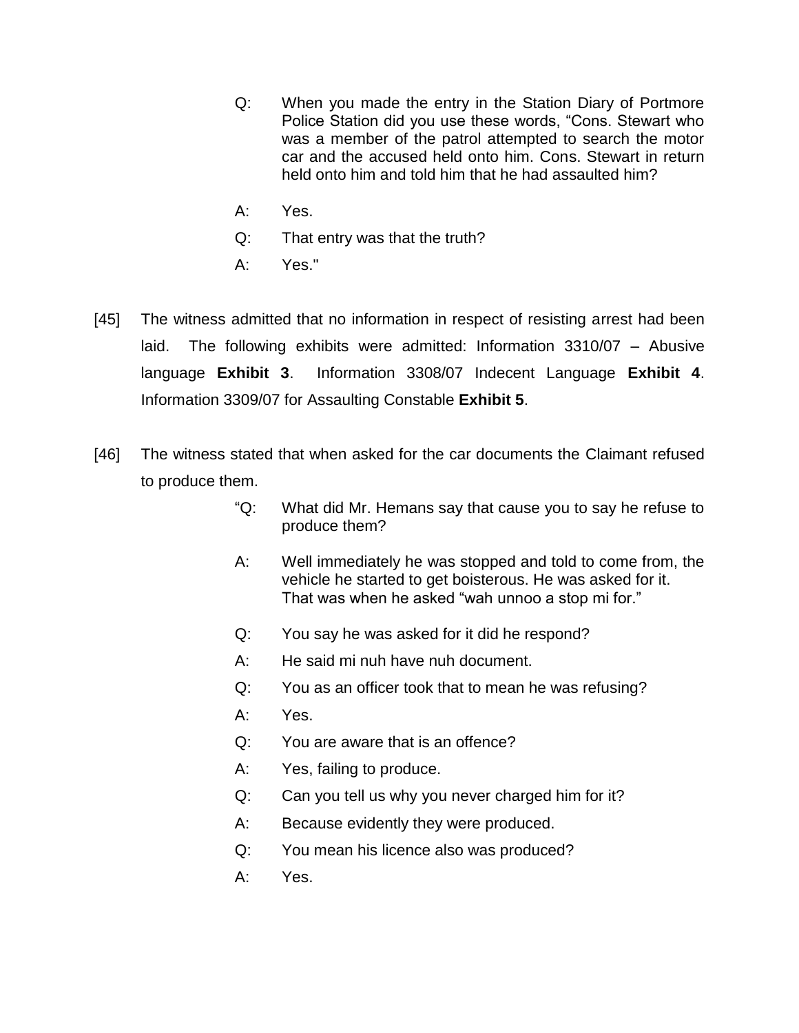> Q: When you made the entry in the Station Diary of Portmore Police Station did you use these words, "Cons. Stewart who was a member of the patrol attempted to search the motor car and the accused held onto him. Cons. Stewart in return held onto him and told him that he had assaulted him?
>
> A: Yes.
>
> Q: That entry was that the truth?
>
> A: Yes."

[45] The witness admitted that no information in respect of resisting arrest had been laid. The following exhibits were admitted: Information 3310/07 – Abusive language **Exhibit 3**. Information 3308/07 Indecent Language **Exhibit 4**. Information 3309/07 for Assaulting Constable **Exhibit 5**.

[46] The witness stated that when asked for the car documents the Claimant refused to produce them.

> "Q: What did Mr. Hemans say that cause you to say he refuse to produce them?
>
> A: Well immediately he was stopped and told to come from, the vehicle he started to get boisterous. He was asked for it. That was when he asked "wah unnoo a stop mi for."
>
> Q: You say he was asked for it did he respond?
>
> A: He said mi nuh have nuh document.
>
> Q: You as an officer took that to mean he was refusing?
>
> A: Yes.
>
> Q: You are aware that is an offence?
>
> A: Yes, failing to produce.
>
> Q: Can you tell us why you never charged him for it?
>
> A: Because evidently they were produced.
>
> Q: You mean his licence also was produced?
>
> A: Yes.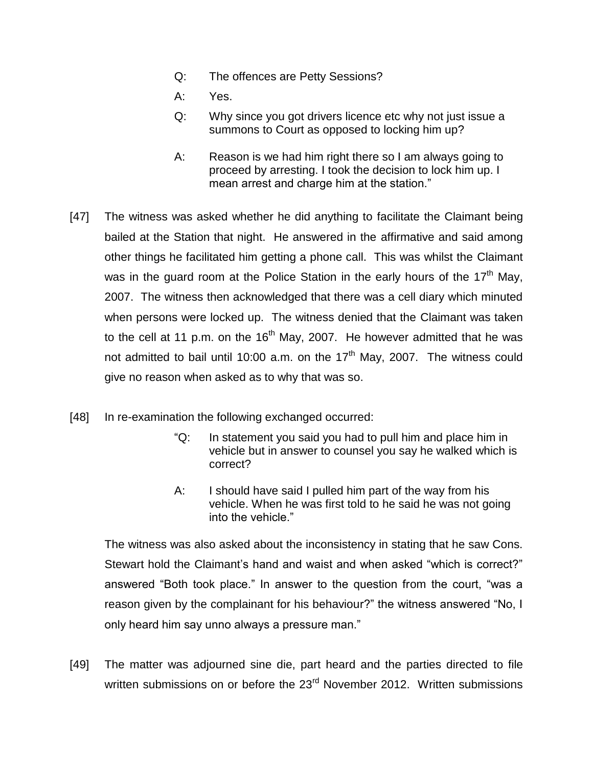> Q: The offences are Petty Sessions?
>
> A: Yes.
>
> Q: Why since you got drivers licence etc why not just issue a summons to Court as opposed to locking him up?
>
> A: Reason is we had him right there so I am always going to proceed by arresting. I took the decision to lock him up. I mean arrest and charge him at the station."

[47] The witness was asked whether he did anything to facilitate the Claimant being bailed at the Station that night. He answered in the affirmative and said among other things he facilitated him getting a phone call. This was whilst the Claimant was in the guard room at the Police Station in the early hours of the 17th May, 2007. The witness then acknowledged that there was a cell diary which minuted when persons were locked up. The witness denied that the Claimant was taken to the cell at 11 p.m. on the 16th May, 2007. He however admitted that he was not admitted to bail until 10:00 a.m. on the 17th May, 2007. The witness could give no reason when asked as to why that was so.

[48] In re-examination the following exchanged occurred:

> "Q: In statement you said you had to pull him and place him in vehicle but in answer to counsel you say he walked which is correct?
>
> A: I should have said I pulled him part of the way from his vehicle. When he was first told to he said he was not going into the vehicle."

The witness was also asked about the inconsistency in stating that he saw Cons. Stewart hold the Claimant's hand and waist and when asked "which is correct?" answered "Both took place." In answer to the question from the court, "was a reason given by the complainant for his behaviour?" the witness answered "No, I only heard him say unno always a pressure man."

[49] The matter was adjourned sine die, part heard and the parties directed to file written submissions on or before the 23rd November 2012. Written submissions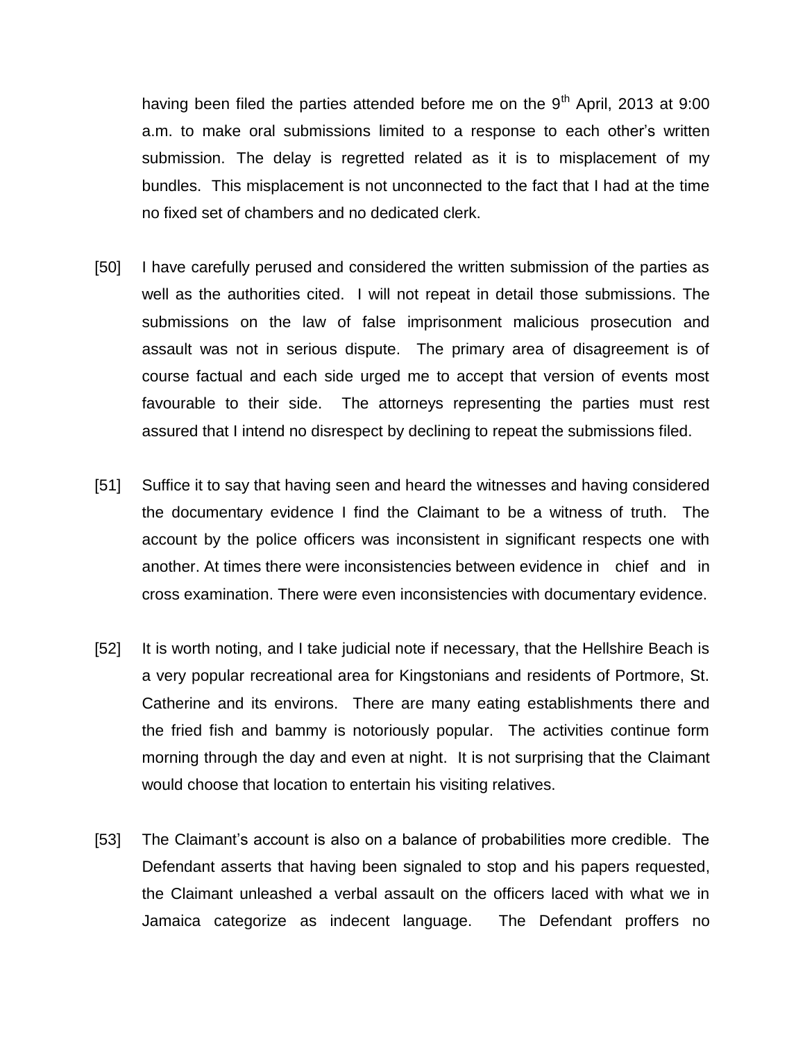having been filed the parties attended before me on the 9th April, 2013 at 9:00 a.m. to make oral submissions limited to a response to each other's written submission. The delay is regretted related as it is to misplacement of my bundles. This misplacement is not unconnected to the fact that I had at the time no fixed set of chambers and no dedicated clerk.

[50] I have carefully perused and considered the written submission of the parties as well as the authorities cited. I will not repeat in detail those submissions. The submissions on the law of false imprisonment malicious prosecution and assault was not in serious dispute. The primary area of disagreement is of course factual and each side urged me to accept that version of events most favourable to their side. The attorneys representing the parties must rest assured that I intend no disrespect by declining to repeat the submissions filed.

[51] Suffice it to say that having seen and heard the witnesses and having considered the documentary evidence I find the Claimant to be a witness of truth. The account by the police officers was inconsistent in significant respects one with another. At times there were inconsistencies between evidence in chief and in cross examination. There were even inconsistencies with documentary evidence.

[52] It is worth noting, and I take judicial note if necessary, that the Hellshire Beach is a very popular recreational area for Kingstonians and residents of Portmore, St. Catherine and its environs. There are many eating establishments there and the fried fish and bammy is notoriously popular. The activities continue form morning through the day and even at night. It is not surprising that the Claimant would choose that location to entertain his visiting relatives.

[53] The Claimant's account is also on a balance of probabilities more credible. The Defendant asserts that having been signaled to stop and his papers requested, the Claimant unleashed a verbal assault on the officers laced with what we in Jamaica categorize as indecent language. The Defendant proffers no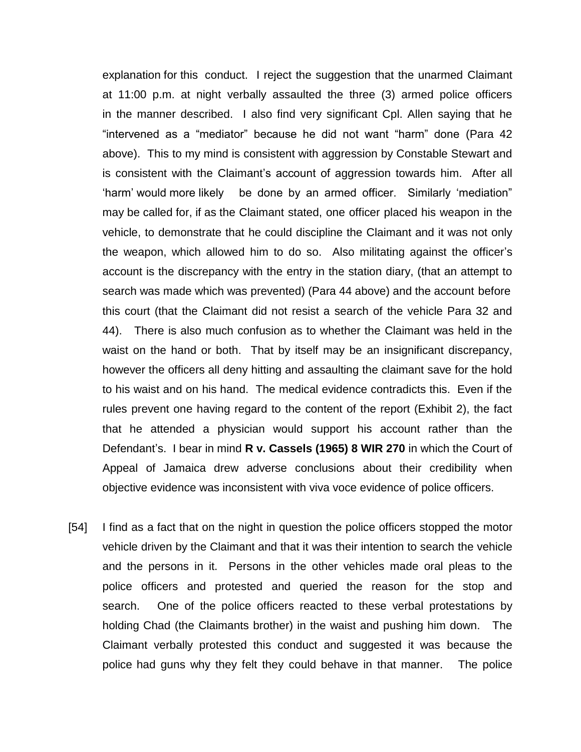explanation for this conduct. I reject the suggestion that the unarmed Claimant at 11:00 p.m. at night verbally assaulted the three (3) armed police officers in the manner described. I also find very significant Cpl. Allen saying that he "intervened as a "mediator" because he did not want "harm" done (Para 42 above). This to my mind is consistent with aggression by Constable Stewart and is consistent with the Claimant's account of aggression towards him. After all 'harm' would more likely be done by an armed officer. Similarly 'mediation" may be called for, if as the Claimant stated, one officer placed his weapon in the vehicle, to demonstrate that he could discipline the Claimant and it was not only the weapon, which allowed him to do so. Also militating against the officer's account is the discrepancy with the entry in the station diary, (that an attempt to search was made which was prevented) (Para 44 above) and the account before this court (that the Claimant did not resist a search of the vehicle Para 32 and 44). There is also much confusion as to whether the Claimant was held in the waist on the hand or both. That by itself may be an insignificant discrepancy, however the officers all deny hitting and assaulting the claimant save for the hold to his waist and on his hand. The medical evidence contradicts this. Even if the rules prevent one having regard to the content of the report (Exhibit 2), the fact that he attended a physician would support his account rather than the Defendant's. I bear in mind **R v. Cassels (1965) 8 WIR 270** in which the Court of Appeal of Jamaica drew adverse conclusions about their credibility when objective evidence was inconsistent with viva voce evidence of police officers.

[54] I find as a fact that on the night in question the police officers stopped the motor vehicle driven by the Claimant and that it was their intention to search the vehicle and the persons in it. Persons in the other vehicles made oral pleas to the police officers and protested and queried the reason for the stop and search. One of the police officers reacted to these verbal protestations by holding Chad (the Claimants brother) in the waist and pushing him down. The Claimant verbally protested this conduct and suggested it was because the police had guns why they felt they could behave in that manner. The police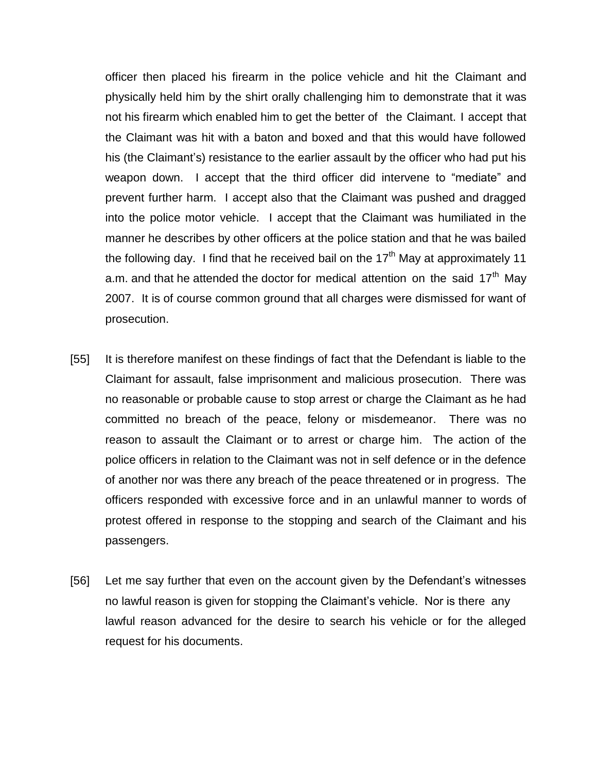officer then placed his firearm in the police vehicle and hit the Claimant and physically held him by the shirt orally challenging him to demonstrate that it was not his firearm which enabled him to get the better of the Claimant. I accept that the Claimant was hit with a baton and boxed and that this would have followed his (the Claimant's) resistance to the earlier assault by the officer who had put his weapon down. I accept that the third officer did intervene to "mediate" and prevent further harm. I accept also that the Claimant was pushed and dragged into the police motor vehicle. I accept that the Claimant was humiliated in the manner he describes by other officers at the police station and that he was bailed the following day. I find that he received bail on the 17th May at approximately 11 a.m. and that he attended the doctor for medical attention on the said 17th May 2007. It is of course common ground that all charges were dismissed for want of prosecution.

[55] It is therefore manifest on these findings of fact that the Defendant is liable to the Claimant for assault, false imprisonment and malicious prosecution. There was no reasonable or probable cause to stop arrest or charge the Claimant as he had committed no breach of the peace, felony or misdemeanor. There was no reason to assault the Claimant or to arrest or charge him. The action of the police officers in relation to the Claimant was not in self defence or in the defence of another nor was there any breach of the peace threatened or in progress. The officers responded with excessive force and in an unlawful manner to words of protest offered in response to the stopping and search of the Claimant and his passengers.

[56] Let me say further that even on the account given by the Defendant's witnesses no lawful reason is given for stopping the Claimant's vehicle. Nor is there any lawful reason advanced for the desire to search his vehicle or for the alleged request for his documents.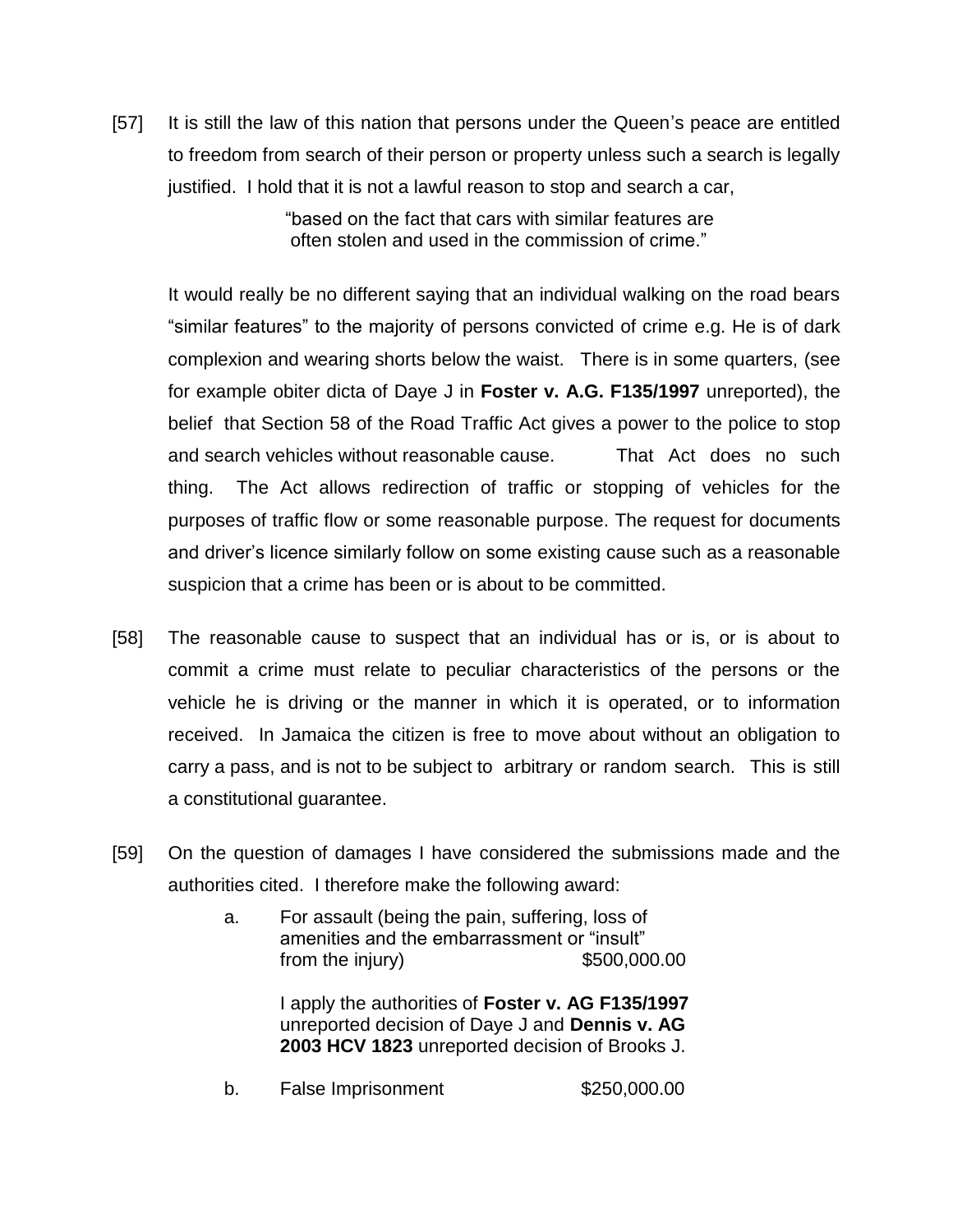[57] It is still the law of this nation that persons under the Queen's peace are entitled to freedom from search of their person or property unless such a search is legally justified. I hold that it is not a lawful reason to stop and search a car,

> "based on the fact that cars with similar features are often stolen and used in the commission of crime."

It would really be no different saying that an individual walking on the road bears "similar features" to the majority of persons convicted of crime e.g. He is of dark complexion and wearing shorts below the waist. There is in some quarters, (see for example obiter dicta of Daye J in **Foster v. A.G. F135/1997** unreported), the belief that Section 58 of the Road Traffic Act gives a power to the police to stop and search vehicles without reasonable cause. That Act does no such thing. The Act allows redirection of traffic or stopping of vehicles for the purposes of traffic flow or some reasonable purpose. The request for documents and driver's licence similarly follow on some existing cause such as a reasonable suspicion that a crime has been or is about to be committed.

[58] The reasonable cause to suspect that an individual has or is, or is about to commit a crime must relate to peculiar characteristics of the persons or the vehicle he is driving or the manner in which it is operated, or to information received. In Jamaica the citizen is free to move about without an obligation to carry a pass, and is not to be subject to arbitrary or random search. This is still a constitutional guarantee.

[59] On the question of damages I have considered the submissions made and the authorities cited. I therefore make the following award:

a. For assault (being the pain, suffering, loss of amenities and the embarrassment or "insult" from the injury) $500,000.00

   I apply the authorities of **Foster v. AG F135/1997** unreported decision of Daye J and **Dennis v. AG 2003 HCV 1823** unreported decision of Brooks J.

b. False Imprisonment $250,000.00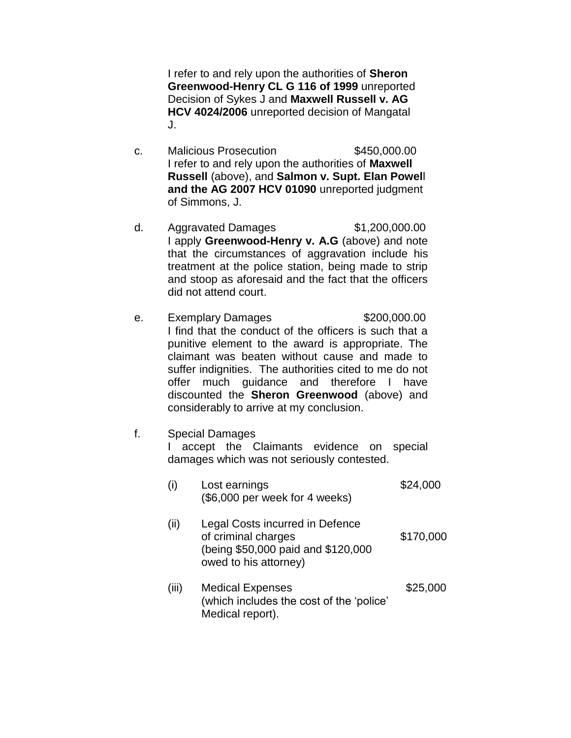I refer to and rely upon the authorities of **Sheron Greenwood-Henry CL G 116 of 1999** unreported Decision of Sykes J and **Maxwell Russell v. AG HCV 4024/2006** unreported decision of Mangatal J.

c. Malicious Prosecution $450,000.00

I refer to and rely upon the authorities of **Maxwell Russell** (above), and **Salmon v. Supt. Elan Powell and the AG 2007 HCV 01090** unreported judgment of Simmons, J.

d. Aggravated Damages $1,200,000.00

I apply **Greenwood-Henry v. A.G** (above) and note that the circumstances of aggravation include his treatment at the police station, being made to strip and stoop as aforesaid and the fact that the officers did not attend court.

e. Exemplary Damages $200,000.00

I find that the conduct of the officers is such that a punitive element to the award is appropriate. The claimant was beaten without cause and made to suffer indignities. The authorities cited to me do not offer much guidance and therefore I have discounted the **Sheron Greenwood** (above) and considerably to arrive at my conclusion.

f. Special Damages

I accept the Claimants evidence on special damages which was not seriously contested.

(i) Lost earnings (\$6,000 per week for 4 weeks) $24,000

(ii) Legal Costs incurred in Defence of criminal charges (being \$50,000 paid and \$120,000 owed to his attorney) $170,000

(iii) Medical Expenses (which includes the cost of the 'police' Medical report). $25,000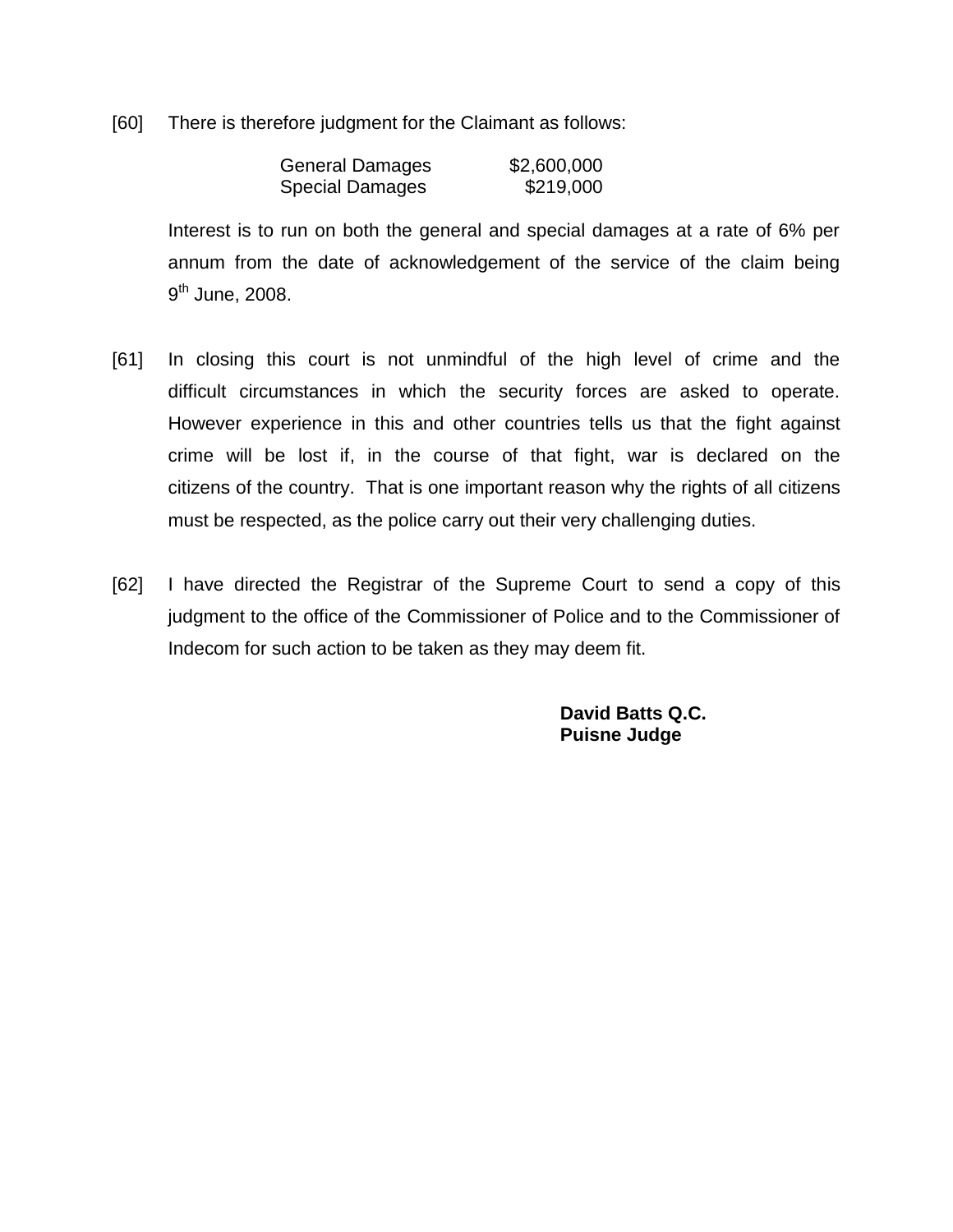[60] There is therefore judgment for the Claimant as follows:

| | |
|---|---|
| General Damages | $2,600,000 |
| Special Damages | $219,000 |

Interest is to run on both the general and special damages at a rate of 6% per annum from the date of acknowledgement of the service of the claim being 9th June, 2008.

[61] In closing this court is not unmindful of the high level of crime and the difficult circumstances in which the security forces are asked to operate. However experience in this and other countries tells us that the fight against crime will be lost if, in the course of that fight, war is declared on the citizens of the country. That is one important reason why the rights of all citizens must be respected, as the police carry out their very challenging duties.

[62] I have directed the Registrar of the Supreme Court to send a copy of this judgment to the office of the Commissioner of Police and to the Commissioner of Indecom for such action to be taken as they may deem fit.

**David Batts Q.C.**
**Puisne Judge**